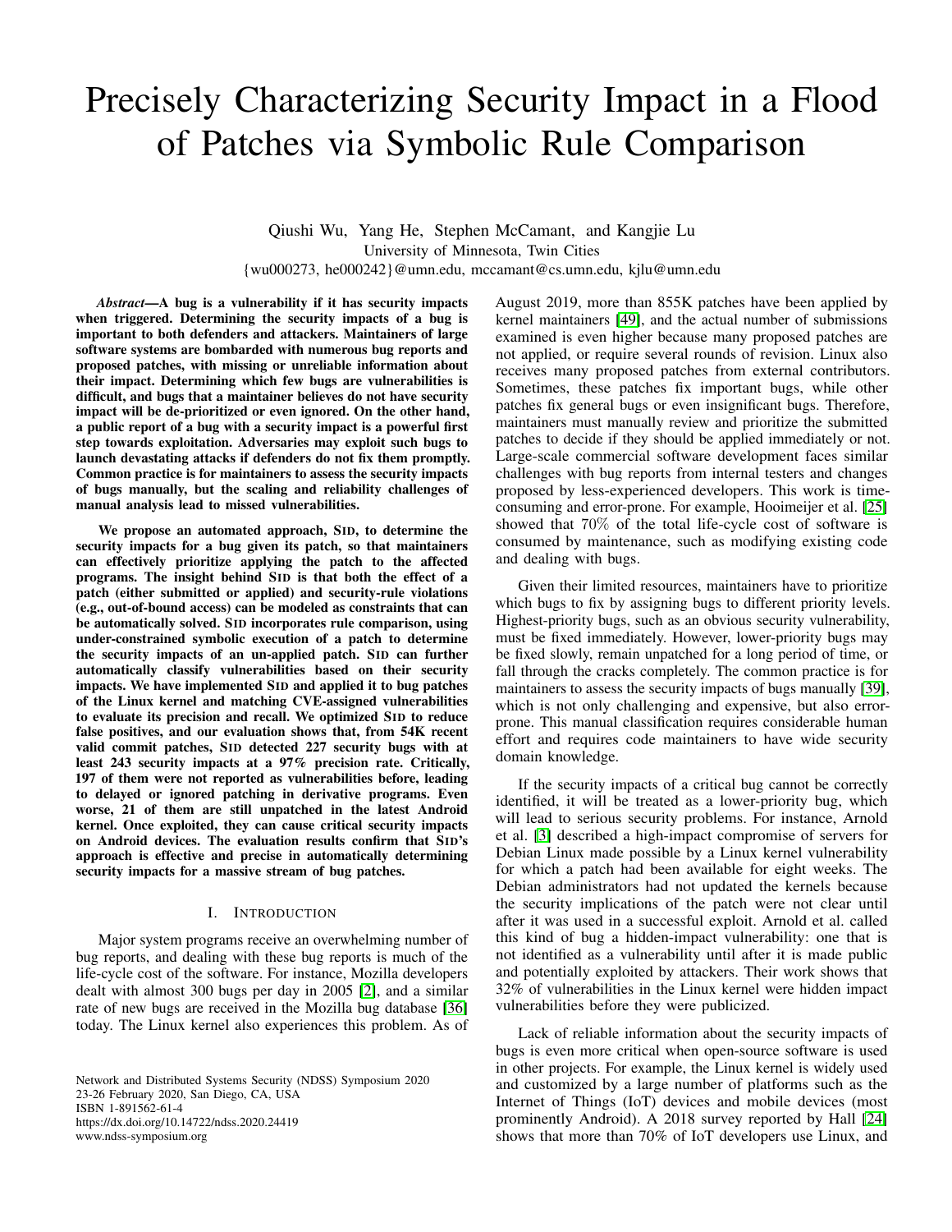# Precisely Characterizing Security Impact in a Flood of Patches via Symbolic Rule Comparison

Qiushi Wu, Yang He, Stephen McCamant, and Kangjie Lu
University of Minnesota, Twin Cities
{wu000273, he000242}@umn.edu, mccamant@cs.umn.edu, kjlu@umn.edu

***Abstract*—A bug is a vulnerability if it has security impacts when triggered. Determining the security impacts of a bug is important to both defenders and attackers. Maintainers of large software systems are bombarded with numerous bug reports and proposed patches, with missing or unreliable information about their impact. Determining which few bugs are vulnerabilities is difficult, and bugs that a maintainer believes do not have security impact will be de-prioritized or even ignored. On the other hand, a public report of a bug with a security impact is a powerful first step towards exploitation. Adversaries may exploit such bugs to launch devastating attacks if defenders do not fix them promptly. Common practice is for maintainers to assess the security impacts of bugs manually, but the scaling and reliability challenges of manual analysis lead to missed vulnerabilities.**

**We propose an automated approach, SID, to determine the security impacts for a bug given its patch, so that maintainers can effectively prioritize applying the patch to the affected programs. The insight behind SID is that both the effect of a patch (either submitted or applied) and security-rule violations (e.g., out-of-bound access) can be modeled as constraints that can be automatically solved. SID incorporates rule comparison, using under-constrained symbolic execution of a patch to determine the security impacts of an un-applied patch. SID can further automatically classify vulnerabilities based on their security impacts. We have implemented SID and applied it to bug patches of the Linux kernel and matching CVE-assigned vulnerabilities to evaluate its precision and recall. We optimized SID to reduce false positives, and our evaluation shows that, from 54K recent valid commit patches, SID detected 227 security bugs with at least 243 security impacts at a 97% precision rate. Critically, 197 of them were not reported as vulnerabilities before, leading to delayed or ignored patching in derivative programs. Even worse, 21 of them are still unpatched in the latest Android kernel. Once exploited, they can cause critical security impacts on Android devices. The evaluation results confirm that SID's approach is effective and precise in automatically determining security impacts for a massive stream of bug patches.**

## I. INTRODUCTION

Major system programs receive an overwhelming number of bug reports, and dealing with these bug reports is much of the life-cycle cost of the software. For instance, Mozilla developers dealt with almost 300 bugs per day in 2005 [2], and a similar rate of new bugs are received in the Mozilla bug database [36] today. The Linux kernel also experiences this problem. As of August 2019, more than 855K patches have been applied by kernel maintainers [49], and the actual number of submissions examined is even higher because many proposed patches are not applied, or require several rounds of revision. Linux also receives many proposed patches from external contributors. Sometimes, these patches fix important bugs, while other patches fix general bugs or even insignificant bugs. Therefore, maintainers must manually review and prioritize the submitted patches to decide if they should be applied immediately or not. Large-scale commercial software development faces similar challenges with bug reports from internal testers and changes proposed by less-experienced developers. This work is time-consuming and error-prone. For example, Hooimeijer et al. [25] showed that 70% of the total life-cycle cost of software is consumed by maintenance, such as modifying existing code and dealing with bugs.

Given their limited resources, maintainers have to prioritize which bugs to fix by assigning bugs to different priority levels. Highest-priority bugs, such as an obvious security vulnerability, must be fixed immediately. However, lower-priority bugs may be fixed slowly, remain unpatched for a long period of time, or fall through the cracks completely. The common practice is for maintainers to assess the security impacts of bugs manually [39], which is not only challenging and expensive, but also error-prone. This manual classification requires considerable human effort and requires code maintainers to have wide security domain knowledge.

If the security impacts of a critical bug cannot be correctly identified, it will be treated as a lower-priority bug, which will lead to serious security problems. For instance, Arnold et al. [3] described a high-impact compromise of servers for Debian Linux made possible by a Linux kernel vulnerability for which a patch had been available for eight weeks. The Debian administrators had not updated the kernels because the security implications of the patch were not clear until after it was used in a successful exploit. Arnold et al. called this kind of bug a hidden-impact vulnerability: one that is not identified as a vulnerability until after it is made public and potentially exploited by attackers. Their work shows that 32% of vulnerabilities in the Linux kernel were hidden impact vulnerabilities before they were publicized.

Lack of reliable information about the security impacts of bugs is even more critical when open-source software is used in other projects. For example, the Linux kernel is widely used and customized by a large number of platforms such as the Internet of Things (IoT) devices and mobile devices (most prominently Android). A 2018 survey reported by Hall [24] shows that more than 70% of IoT developers use Linux, and

Network and Distributed Systems Security (NDSS) Symposium 2020
23-26 February 2020, San Diego, CA, USA
ISBN 1-891562-61-4
https://dx.doi.org/10.14722/ndss.2020.24419
www.ndss-symposium.org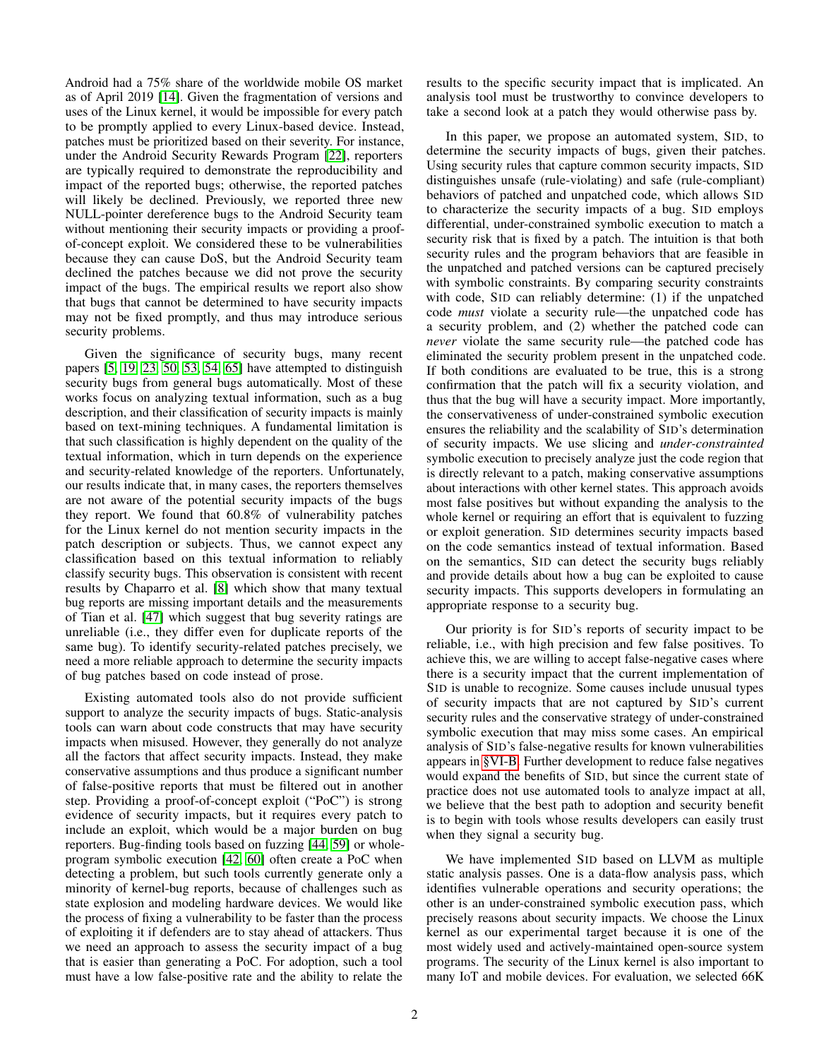Android had a 75% share of the worldwide mobile OS market as of April 2019 [14]. Given the fragmentation of versions and uses of the Linux kernel, it would be impossible for every patch to be promptly applied to every Linux-based device. Instead, patches must be prioritized based on their severity. For instance, under the Android Security Rewards Program [22], reporters are typically required to demonstrate the reproducibility and impact of the reported bugs; otherwise, the reported patches will likely be declined. Previously, we reported three new NULL-pointer dereference bugs to the Android Security team without mentioning their security impacts or providing a proof-of-concept exploit. We considered these to be vulnerabilities because they can cause DoS, but the Android Security team declined the patches because we did not prove the security impact of the bugs. The empirical results we report also show that bugs that cannot be determined to have security impacts may not be fixed promptly, and thus may introduce serious security problems.

Given the significance of security bugs, many recent papers [5, 19, 23, 50, 53, 54, 65] have attempted to distinguish security bugs from general bugs automatically. Most of these works focus on analyzing textual information, such as a bug description, and their classification of security impacts is mainly based on text-mining techniques. A fundamental limitation is that such classification is highly dependent on the quality of the textual information, which in turn depends on the experience and security-related knowledge of the reporters. Unfortunately, our results indicate that, in many cases, the reporters themselves are not aware of the potential security impacts of the bugs they report. We found that 60.8% of vulnerability patches for the Linux kernel do not mention security impacts in the patch description or subjects. Thus, we cannot expect any classification based on this textual information to reliably classify security bugs. This observation is consistent with recent results by Chaparro et al. [8] which show that many textual bug reports are missing important details and the measurements of Tian et al. [47] which suggest that bug severity ratings are unreliable (i.e., they differ even for duplicate reports of the same bug). To identify security-related patches precisely, we need a more reliable approach to determine the security impacts of bug patches based on code instead of prose.

Existing automated tools also do not provide sufficient support to analyze the security impacts of bugs. Static-analysis tools can warn about code constructs that may have security impacts when misused. However, they generally do not analyze all the factors that affect security impacts. Instead, they make conservative assumptions and thus produce a significant number of false-positive reports that must be filtered out in another step. Providing a proof-of-concept exploit ("PoC") is strong evidence of security impacts, but it requires every patch to include an exploit, which would be a major burden on bug reporters. Bug-finding tools based on fuzzing [44, 59] or whole-program symbolic execution [42, 60] often create a PoC when detecting a problem, but such tools currently generate only a minority of kernel-bug reports, because of challenges such as state explosion and modeling hardware devices. We would like the process of fixing a vulnerability to be faster than the process of exploiting it if defenders are to stay ahead of attackers. Thus we need an approach to assess the security impact of a bug that is easier than generating a PoC. For adoption, such a tool must have a low false-positive rate and the ability to relate the results to the specific security impact that is implicated. An analysis tool must be trustworthy to convince developers to take a second look at a patch they would otherwise pass by.

In this paper, we propose an automated system, SID, to determine the security impacts of bugs, given their patches. Using security rules that capture common security impacts, SID distinguishes unsafe (rule-violating) and safe (rule-compliant) behaviors of patched and unpatched code, which allows SID to characterize the security impacts of a bug. SID employs differential, under-constrained symbolic execution to match a security risk that is fixed by a patch. The intuition is that both security rules and the program behaviors that are feasible in the unpatched and patched versions can be captured precisely with symbolic constraints. By comparing security constraints with code, SID can reliably determine: (1) if the unpatched code *must* violate a security rule—the unpatched code has a security problem, and (2) whether the patched code can *never* violate the same security rule—the patched code has eliminated the security problem present in the unpatched code. If both conditions are evaluated to be true, this is a strong confirmation that the patch will fix a security violation, and thus that the bug will have a security impact. More importantly, the conservativeness of under-constrained symbolic execution ensures the reliability and the scalability of SID's determination of security impacts. We use slicing and *under-constrainted* symbolic execution to precisely analyze just the code region that is directly relevant to a patch, making conservative assumptions about interactions with other kernel states. This approach avoids most false positives but without expanding the analysis to the whole kernel or requiring an effort that is equivalent to fuzzing or exploit generation. SID determines security impacts based on the code semantics instead of textual information. Based on the semantics, SID can detect the security bugs reliably and provide details about how a bug can be exploited to cause security impacts. This supports developers in formulating an appropriate response to a security bug.

Our priority is for SID's reports of security impact to be reliable, i.e., with high precision and few false positives. To achieve this, we are willing to accept false-negative cases where there is a security impact that the current implementation of SID is unable to recognize. Some causes include unusual types of security impacts that are not captured by SID's current security rules and the conservative strategy of under-constrained symbolic execution that may miss some cases. An empirical analysis of SID's false-negative results for known vulnerabilities appears in §VI-B. Further development to reduce false negatives would expand the benefits of SID, but since the current state of practice does not use automated tools to analyze impact at all, we believe that the best path to adoption and security benefit is to begin with tools whose results developers can easily trust when they signal a security bug.

We have implemented SID based on LLVM as multiple static analysis passes. One is a data-flow analysis pass, which identifies vulnerable operations and security operations; the other is an under-constrained symbolic execution pass, which precisely reasons about security impacts. We choose the Linux kernel as our experimental target because it is one of the most widely used and actively-maintained open-source system programs. The security of the Linux kernel is also important to many IoT and mobile devices. For evaluation, we selected 66K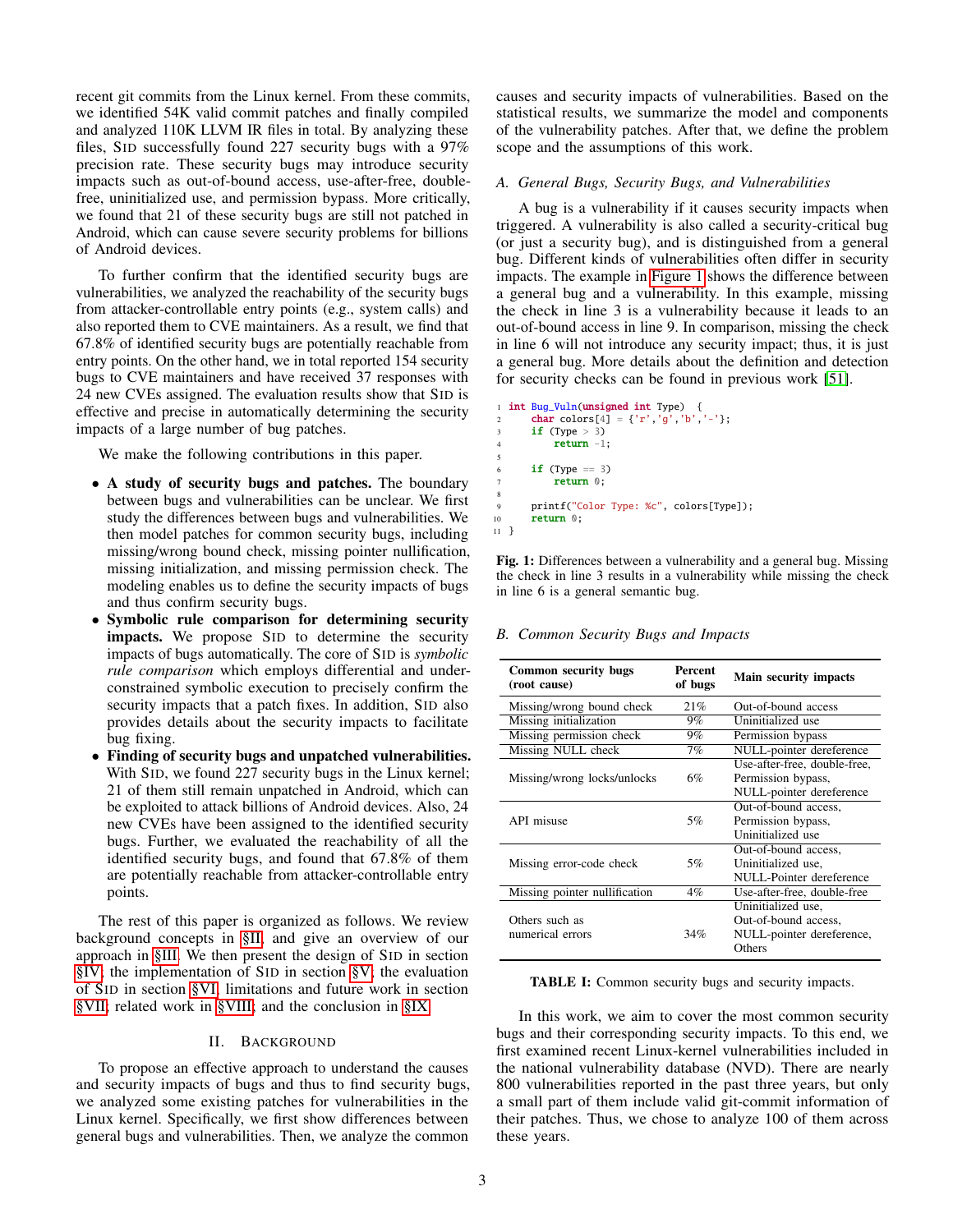recent git commits from the Linux kernel. From these commits, we identified 54K valid commit patches and finally compiled and analyzed 110K LLVM IR files in total. By analyzing these files, SID successfully found 227 security bugs with a 97% precision rate. These security bugs may introduce security impacts such as out-of-bound access, use-after-free, double-free, uninitialized use, and permission bypass. More critically, we found that 21 of these security bugs are still not patched in Android, which can cause severe security problems for billions of Android devices.

To further confirm that the identified security bugs are vulnerabilities, we analyzed the reachability of the security bugs from attacker-controllable entry points (e.g., system calls) and also reported them to CVE maintainers. As a result, we find that 67.8% of identified security bugs are potentially reachable from entry points. On the other hand, we in total reported 154 security bugs to CVE maintainers and have received 37 responses with 24 new CVEs assigned. The evaluation results show that SID is effective and precise in automatically determining the security impacts of a large number of bug patches.

We make the following contributions in this paper.

- **A study of security bugs and patches.** The boundary between bugs and vulnerabilities can be unclear. We first study the differences between bugs and vulnerabilities. We then model patches for common security bugs, including missing/wrong bound check, missing pointer nullification, missing initialization, and missing permission check. The modeling enables us to define the security impacts of bugs and thus confirm security bugs.
- **Symbolic rule comparison for determining security impacts.** We propose SID to determine the security impacts of bugs automatically. The core of SID is *symbolic rule comparison* which employs differential and under-constrained symbolic execution to precisely confirm the security impacts that a patch fixes. In addition, SID also provides details about the security impacts to facilitate bug fixing.
- **Finding of security bugs and unpatched vulnerabilities.** With SID, we found 227 security bugs in the Linux kernel; 21 of them still remain unpatched in Android, which can be exploited to attack billions of Android devices. Also, 24 new CVEs have been assigned to the identified security bugs. Further, we evaluated the reachability of all the identified security bugs, and found that 67.8% of them are potentially reachable from attacker-controllable entry points.

The rest of this paper is organized as follows. We review background concepts in §II, and give an overview of our approach in §III. We then present the design of SID in section §IV, the implementation of SID in section §V, the evaluation of SID in section §VI, limitations and future work in section §VII, related work in §VIII, and the conclusion in §IX.

## II. Background

To propose an effective approach to understand the causes and security impacts of bugs and thus to find security bugs, we analyzed some existing patches for vulnerabilities in the Linux kernel. Specifically, we first show differences between general bugs and vulnerabilities. Then, we analyze the common causes and security impacts of vulnerabilities. Based on the statistical results, we summarize the model and components of the vulnerability patches. After that, we define the problem scope and the assumptions of this work.

### A. General Bugs, Security Bugs, and Vulnerabilities

A bug is a vulnerability if it causes security impacts when triggered. A vulnerability is also called a security-critical bug (or just a security bug), and is distinguished from a general bug. Different kinds of vulnerabilities often differ in security impacts. The example in Figure 1 shows the difference between a general bug and a vulnerability. In this example, missing the check in line 3 is a vulnerability because it leads to an out-of-bound access in line 9. In comparison, missing the check in line 6 will not introduce any security impact; thus, it is just a general bug. More details about the definition and detection for security checks can be found in previous work [51].

```
1  int Bug_Vuln(unsigned int Type)  {
2      char colors[4] = {'r','g','b','-'};
3      if (Type > 3)
4          return -1;
5
6      if (Type == 3)
7          return 0;
8
9      printf("Color Type: %c", colors[Type]);
10     return 0;
11 }
```

**Fig. 1:** Differences between a vulnerability and a general bug. Missing the check in line 3 results in a vulnerability while missing the check in line 6 is a general semantic bug.

### B. Common Security Bugs and Impacts

| Common security bugs (root cause) | Percent of bugs | Main security impacts |
|---|---|---|
| Missing/wrong bound check | 21% | Out-of-bound access |
| Missing initialization | 9% | Uninitialized use |
| Missing permission check | 9% | Permission bypass |
| Missing NULL check | 7% | NULL-pointer dereference |
| Missing/wrong locks/unlocks | 6% | Use-after-free, double-free, Permission bypass, NULL-pointer dereference |
| API misuse | 5% | Out-of-bound access, Permission bypass, Uninitialized use |
| Missing error-code check | 5% | Out-of-bound access, Uninitialized use, NULL-Pointer dereference |
| Missing pointer nullification | 4% | Use-after-free, double-free |
| Others such as numerical errors | 34% | Uninitialized use, Out-of-bound access, NULL-pointer dereference, Others |

**TABLE I:** Common security bugs and security impacts.

In this work, we aim to cover the most common security bugs and their corresponding security impacts. To this end, we first examined recent Linux-kernel vulnerabilities included in the national vulnerability database (NVD). There are nearly 800 vulnerabilities reported in the past three years, but only a small part of them include valid git-commit information of their patches. Thus, we chose to analyze 100 of them across these years.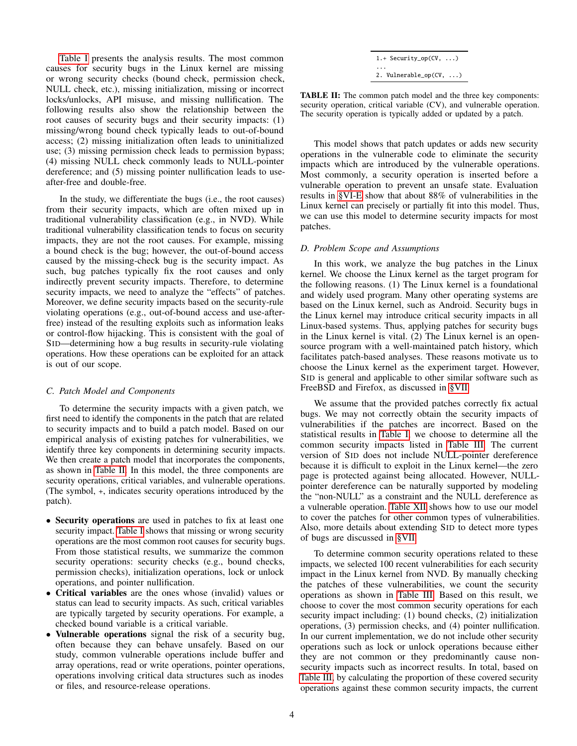Table I presents the analysis results. The most common causes for security bugs in the Linux kernel are missing or wrong security checks (bound check, permission check, NULL check, etc.), missing initialization, missing or incorrect locks/unlocks, API misuse, and missing nullification. The following results also show the relationship between the root causes of security bugs and their security impacts: (1) missing/wrong bound check typically leads to out-of-bound access; (2) missing initialization often leads to uninitialized use; (3) missing permission check leads to permission bypass; (4) missing NULL check commonly leads to NULL-pointer dereference; and (5) missing pointer nullification leads to use-after-free and double-free.

In the study, we differentiate the bugs (i.e., the root causes) from their security impacts, which are often mixed up in traditional vulnerability classification (e.g., in NVD). While traditional vulnerability classification tends to focus on security impacts, they are not the root causes. For example, missing a bound check is the bug; however, the out-of-bound access caused by the missing-check bug is the security impact. As such, bug patches typically fix the root causes and only indirectly prevent security impacts. Therefore, to determine security impacts, we need to analyze the "effects" of patches. Moreover, we define security impacts based on the security-rule violating operations (e.g., out-of-bound access and use-after-free) instead of the resulting exploits such as information leaks or control-flow hijacking. This is consistent with the goal of SID—determining how a bug results in security-rule violating operations. How these operations can be exploited for an attack is out of our scope.

### C. Patch Model and Components

To determine the security impacts with a given patch, we first need to identify the components in the patch that are related to security impacts and to build a patch model. Based on our empirical analysis of existing patches for vulnerabilities, we identify three key components in determining security impacts. We then create a patch model that incorporates the components, as shown in Table II. In this model, the three components are security operations, critical variables, and vulnerable operations. (The symbol, +, indicates security operations introduced by the patch).

- **Security operations** are used in patches to fix at least one security impact. Table I shows that missing or wrong security operations are the most common root causes for security bugs. From those statistical results, we summarize the common security operations: security checks (e.g., bound checks, permission checks), initialization operations, lock or unlock operations, and pointer nullification.
- **Critical variables** are the ones whose (invalid) values or status can lead to security impacts. As such, critical variables are typically targeted by security operations. For example, a checked bound variable is a critical variable.
- **Vulnerable operations** signal the risk of a security bug, often because they can behave unsafely. Based on our study, common vulnerable operations include buffer and array operations, read or write operations, pointer operations, operations involving critical data structures such as inodes or files, and resource-release operations.

```
1.+ Security_op(CV, ...)
...
2. Vulnerable_op(CV, ...)
```

**TABLE II:** The common patch model and the three key components: security operation, critical variable (CV), and vulnerable operation. The security operation is typically added or updated by a patch.

This model shows that patch updates or adds new security operations in the vulnerable code to eliminate the security impacts which are introduced by the vulnerable operations. Most commonly, a security operation is inserted before a vulnerable operation to prevent an unsafe state. Evaluation results in §VI-E show that about 88% of vulnerabilities in the Linux kernel can precisely or partially fit into this model. Thus, we can use this model to determine security impacts for most patches.

### D. Problem Scope and Assumptions

In this work, we analyze the bug patches in the Linux kernel. We choose the Linux kernel as the target program for the following reasons. (1) The Linux kernel is a foundational and widely used program. Many other operating systems are based on the Linux kernel, such as Android. Security bugs in the Linux kernel may introduce critical security impacts in all Linux-based systems. Thus, applying patches for security bugs in the Linux kernel is vital. (2) The Linux kernel is an open-source program with a well-maintained patch history, which facilitates patch-based analyses. These reasons motivate us to choose the Linux kernel as the experiment target. However, SID is general and applicable to other similar software such as FreeBSD and Firefox, as discussed in §VII.

We assume that the provided patches correctly fix actual bugs. We may not correctly obtain the security impacts of vulnerabilities if the patches are incorrect. Based on the statistical results in Table I, we choose to determine all the common security impacts listed in Table III. The current version of SID does not include NULL-pointer dereference because it is difficult to exploit in the Linux kernel—the zero page is protected against being allocated. However, NULL-pointer dereference can be naturally supported by modeling the "non-NULL" as a constraint and the NULL dereference as a vulnerable operation. Table XII shows how to use our model to cover the patches for other common types of vulnerabilities. Also, more details about extending SID to detect more types of bugs are discussed in §VII.

To determine common security operations related to these impacts, we selected 100 recent vulnerabilities for each security impact in the Linux kernel from NVD. By manually checking the patches of these vulnerabilities, we count the security operations as shown in Table III. Based on this result, we choose to cover the most common security operations for each security impact including: (1) bound checks, (2) initialization operations, (3) permission checks, and (4) pointer nullification. In our current implementation, we do not include other security operations such as lock or unlock operations because either they are not common or they predominantly cause non-security impacts such as incorrect results. In total, based on Table III, by calculating the proportion of these covered security operations against these common security impacts, the current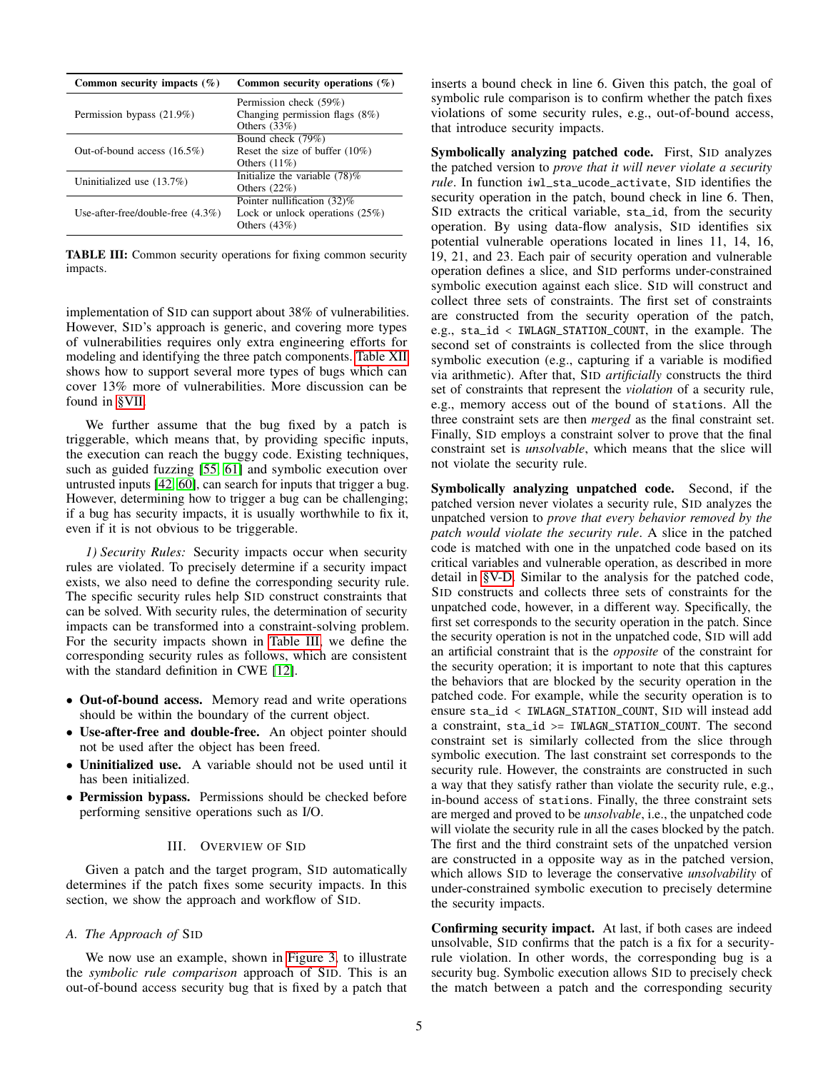| Common security impacts (%) | Common security operations (%) |
|---|---|
| Permission bypass (21.9%) | Permission check (59%)<br>Changing permission flags (8%)<br>Others (33%) |
| Out-of-bound access (16.5%) | Bound check (79%)<br>Reset the size of buffer (10%)<br>Others (11%) |
| Uninitialized use (13.7%) | Initialize the variable (78)%<br>Others (22%) |
| Use-after-free/double-free (4.3%) | Pointer nullification (32)%<br>Lock or unlock operations (25%)<br>Others (43%) |

**TABLE III:** Common security operations for fixing common security impacts.

implementation of SID can support about 38% of vulnerabilities. However, SID's approach is generic, and covering more types of vulnerabilities requires only extra engineering efforts for modeling and identifying the three patch components. Table XII shows how to support several more types of bugs which can cover 13% more of vulnerabilities. More discussion can be found in §VII.

We further assume that the bug fixed by a patch is triggerable, which means that, by providing specific inputs, the execution can reach the buggy code. Existing techniques, such as guided fuzzing [55, 61] and symbolic execution over untrusted inputs [42, 60], can search for inputs that trigger a bug. However, determining how to trigger a bug can be challenging; if a bug has security impacts, it is usually worthwhile to fix it, even if it is not obvious to be triggerable.

*1) Security Rules:* Security impacts occur when security rules are violated. To precisely determine if a security impact exists, we also need to define the corresponding security rule. The specific security rules help SID construct constraints that can be solved. With security rules, the determination of security impacts can be transformed into a constraint-solving problem. For the security impacts shown in Table III, we define the corresponding security rules as follows, which are consistent with the standard definition in CWE [12].

- **Out-of-bound access.** Memory read and write operations should be within the boundary of the current object.
- **Use-after-free and double-free.** An object pointer should not be used after the object has been freed.
- **Uninitialized use.** A variable should not be used until it has been initialized.
- **Permission bypass.** Permissions should be checked before performing sensitive operations such as I/O.

## III. Overview of SID

Given a patch and the target program, SID automatically determines if the patch fixes some security impacts. In this section, we show the approach and workflow of SID.

### A. The Approach of SID

We now use an example, shown in Figure 3, to illustrate the *symbolic rule comparison* approach of SID. This is an out-of-bound access security bug that is fixed by a patch that inserts a bound check in line 6. Given this patch, the goal of symbolic rule comparison is to confirm whether the patch fixes violations of some security rules, e.g., out-of-bound access, that introduce security impacts.

**Symbolically analyzing patched code.** First, SID analyzes the patched version to *prove that it will never violate a security rule*. In function `iwl_sta_ucode_activate`, SID identifies the security operation in the patch, bound check in line 6. Then, SID extracts the critical variable, `sta_id`, from the security operation. By using data-flow analysis, SID identifies six potential vulnerable operations located in lines 11, 14, 16, 19, 21, and 23. Each pair of security operation and vulnerable operation defines a slice, and SID performs under-constrained symbolic execution against each slice. SID will construct and collect three sets of constraints. The first set of constraints are constructed from the security operation of the patch, e.g., `sta_id < IWLAGN_STATION_COUNT`, in the example. The second set of constraints is collected from the slice through symbolic execution (e.g., capturing if a variable is modified via arithmetic). After that, SID *artificially* constructs the third set of constraints that represent the *violation* of a security rule, e.g., memory access out of the bound of `stations`. All the three constraint sets are then *merged* as the final constraint set. Finally, SID employs a constraint solver to prove that the final constraint set is *unsolvable*, which means that the slice will not violate the security rule.

**Symbolically analyzing unpatched code.** Second, if the patched version never violates a security rule, SID analyzes the unpatched version to *prove that every behavior removed by the patch would violate the security rule*. A slice in the patched code is matched with one in the unpatched code based on its critical variables and vulnerable operation, as described in more detail in §V-D. Similar to the analysis for the patched code, SID constructs and collects three sets of constraints for the unpatched code, however, in a different way. Specifically, the first set corresponds to the security operation in the patch. Since the security operation is not in the unpatched code, SID will add an artificial constraint that is the *opposite* of the constraint for the security operation; it is important to note that this captures the behaviors that are blocked by the security operation in the patched code. For example, while the security operation is to ensure `sta_id < IWLAGN_STATION_COUNT`, SID will instead add a constraint, `sta_id >= IWLAGN_STATION_COUNT`. The second constraint set is similarly collected from the slice through symbolic execution. The last constraint set corresponds to the security rule. However, the constraints are constructed in such a way that they satisfy rather than violate the security rule, e.g., in-bound access of `stations`. Finally, the three constraint sets are merged and proved to be *unsolvable*, i.e., the unpatched code will violate the security rule in all the cases blocked by the patch. The first and the third constraint sets of the unpatched version are constructed in a opposite way as in the patched version, which allows SID to leverage the conservative *unsolvability* of under-constrained symbolic execution to precisely determine the security impacts.

**Confirming security impact.** At last, if both cases are indeed unsolvable, SID confirms that the patch is a fix for a security-rule violation. In other words, the corresponding bug is a security bug. Symbolic execution allows SID to precisely check the match between a patch and the corresponding security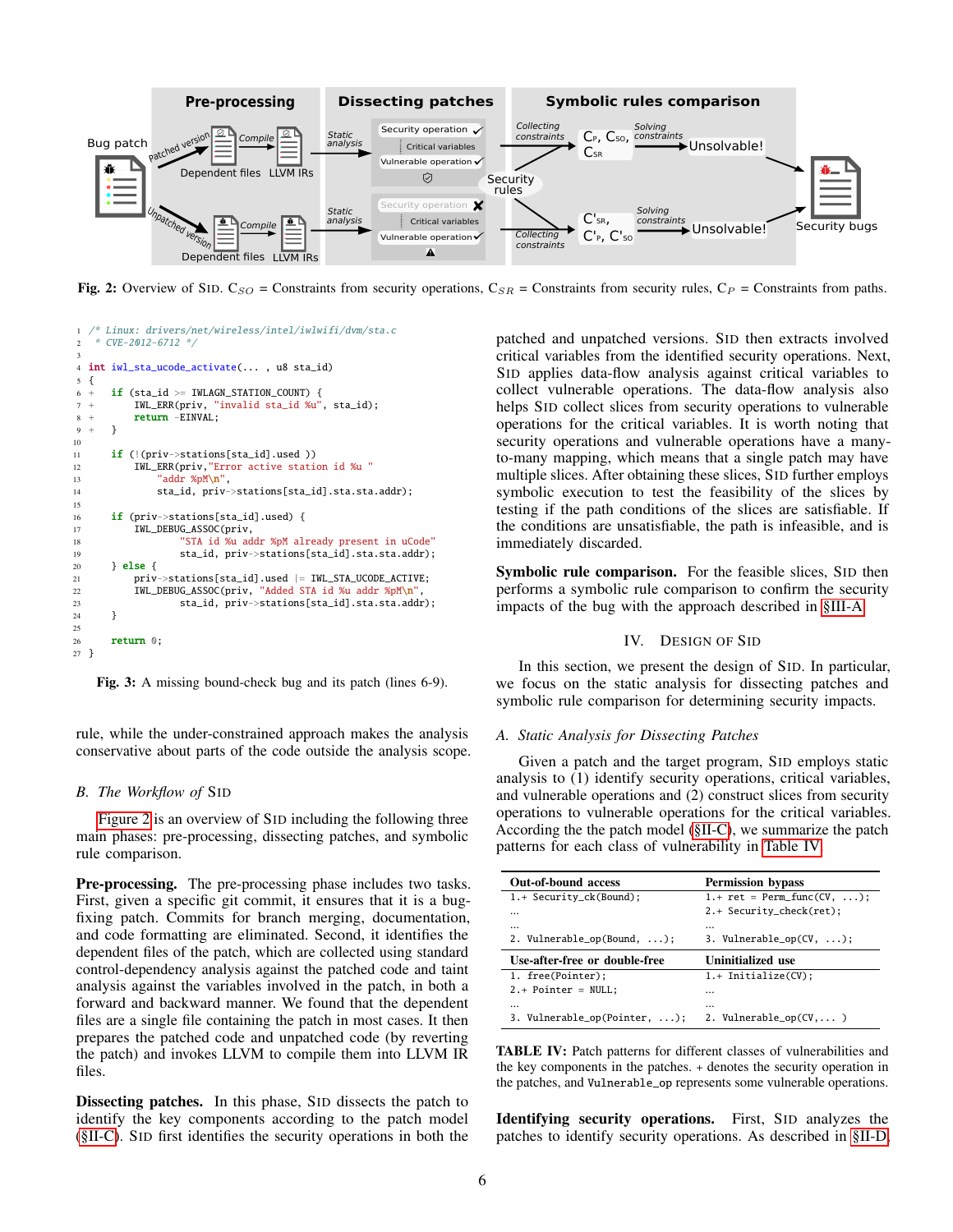Fig. 2: Overview of SID. $C_{SO}$ = Constraints from security operations, $C_{SR}$ = Constraints from security rules, $C_P$ = Constraints from paths.

```c
1  /* Linux: drivers/net/wireless/intel/iwlwifi/dvm/sta.c
2   * CVE-2012-6712 */
3
4  int iwl_sta_ucode_activate(... , u8 sta_id)
5  {
6  +   if (sta_id >= IWLAGN_STATION_COUNT) {
7  +       IWL_ERR(priv, "invalid sta_id %u", sta_id);
8  +       return -EINVAL;
9  +   }
10
11     if (!(priv->stations[sta_id].used ))
12         IWL_ERR(priv,"Error active station id %u "
13             "addr %pM\n",
14             sta_id, priv->stations[sta_id].sta.sta.addr);
15
16     if (priv->stations[sta_id].used) {
17         IWL_DEBUG_ASSOC(priv,
18                 "STA id %u addr %pM already present in uCode"
19                 sta_id, priv->stations[sta_id].sta.sta.addr);
20     } else {
21         priv->stations[sta_id].used |= IWL_STA_UCODE_ACTIVE;
22         IWL_DEBUG_ASSOC(priv, "Added STA id %u addr %pM\n",
23                 sta_id, priv->stations[sta_id].sta.sta.addr);
24     }
25
26     return 0;
27 }
```

**Fig. 3:** A missing bound-check bug and its patch (lines 6-9).

rule, while the under-constrained approach makes the analysis conservative about parts of the code outside the analysis scope.

### *B. The Workflow of* SID

Figure 2 is an overview of SID including the following three main phases: pre-processing, dissecting patches, and symbolic rule comparison.

**Pre-processing.** The pre-processing phase includes two tasks. First, given a specific git commit, it ensures that it is a bug-fixing patch. Commits for branch merging, documentation, and code formatting are eliminated. Second, it identifies the dependent files of the patch, which are collected using standard control-dependency analysis against the patched code and taint analysis against the variables involved in the patch, in both a forward and backward manner. We found that the dependent files are a single file containing the patch in most cases. It then prepares the patched code and unpatched code (by reverting the patch) and invokes LLVM to compile them into LLVM IR files.

**Dissecting patches.** In this phase, SID dissects the patch to identify the key components according to the patch model (§II-C). SID first identifies the security operations in both the patched and unpatched versions. SID then extracts involved critical variables from the identified security operations. Next, SID applies data-flow analysis against critical variables to collect vulnerable operations. The data-flow analysis also helps SID collect slices from security operations to vulnerable operations for the critical variables. It is worth noting that security operations and vulnerable operations have a many-to-many mapping, which means that a single patch may have multiple slices. After obtaining these slices, SID further employs symbolic execution to test the feasibility of the slices by testing if the path conditions of the slices are satisfiable. If the conditions are unsatisfiable, the path is infeasible, and is immediately discarded.

**Symbolic rule comparison.** For the feasible slices, SID then performs a symbolic rule comparison to confirm the security impacts of the bug with the approach described in §III-A.

## IV. Design of SID

In this section, we present the design of SID. In particular, we focus on the static analysis for dissecting patches and symbolic rule comparison for determining security impacts.

### *A. Static Analysis for Dissecting Patches*

Given a patch and the target program, SID employs static analysis to (1) identify security operations, critical variables, and vulnerable operations and (2) construct slices from security operations to vulnerable operations for the critical variables. According the the patch model (§II-C), we summarize the patch patterns for each class of vulnerability in Table IV.

| **Out-of-bound access** | **Permission bypass** |
|---|---|
| `1.+ Security_ck(Bound);` | `1.+ ret = Perm_func(CV, ...);` |
| `...` | `2.+ Security_check(ret);` |
| `...` | `...` |
| `2. Vulnerable_op(Bound, ...);` | `3. Vulnerable_op(CV, ...);` |
| **Use-after-free or double-free** | **Uninitialized use** |
| `1. free(Pointer);` | `1.+ Initialize(CV);` |
| `2.+ Pointer = NULL;` | `...` |
| `...` | `...` |
| `3. Vulnerable_op(Pointer, ...);` | `2. Vulnerable_op(CV,... )` |

**TABLE IV:** Patch patterns for different classes of vulnerabilities and the key components in the patches. + denotes the security operation in the patches, and `Vulnerable_op` represents some vulnerable operations.

**Identifying security operations.** First, SID analyzes the patches to identify security operations. As described in §II-D,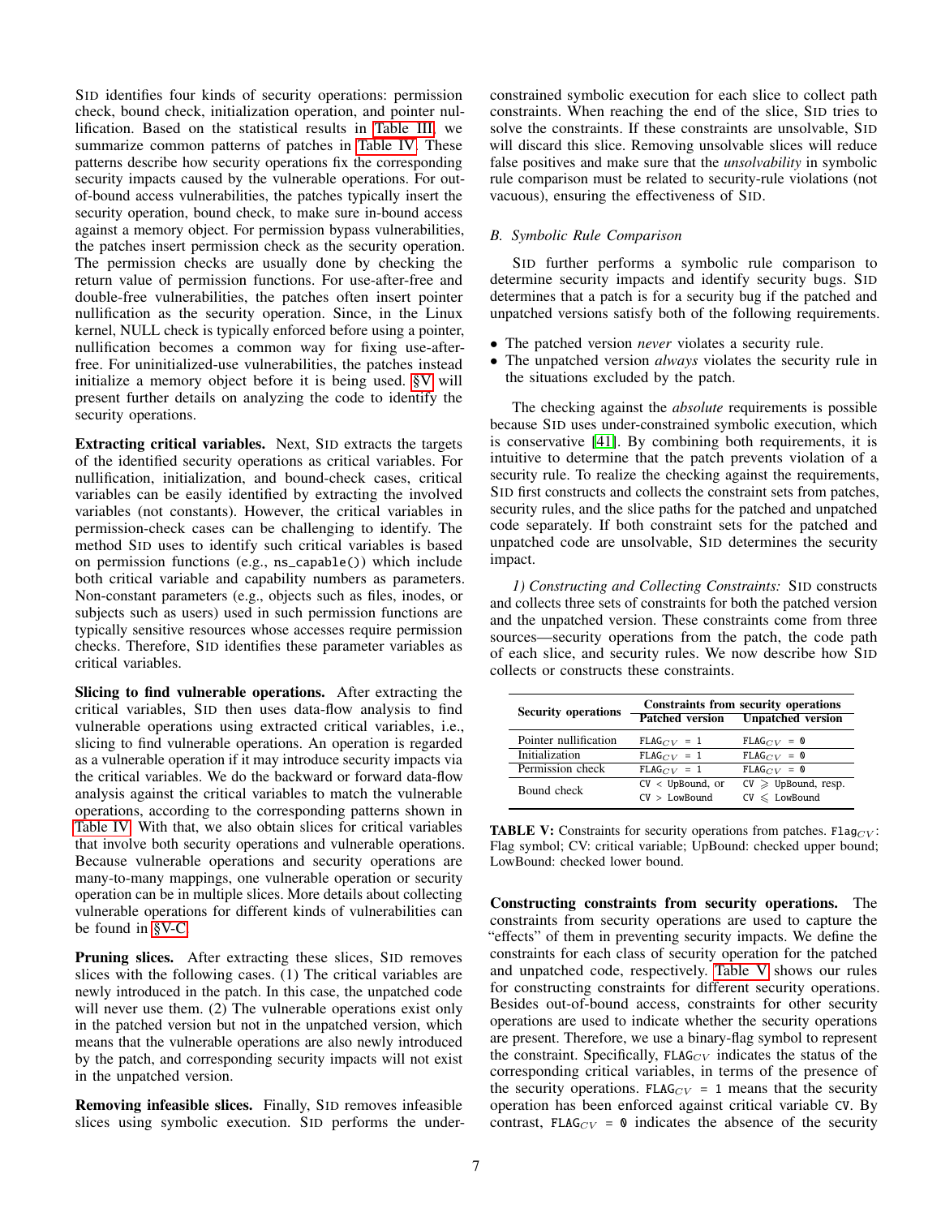SID identifies four kinds of security operations: permission check, bound check, initialization operation, and pointer nullification. Based on the statistical results in Table III, we summarize common patterns of patches in Table IV. These patterns describe how security operations fix the corresponding security impacts caused by the vulnerable operations. For out-of-bound access vulnerabilities, the patches typically insert the security operation, bound check, to make sure in-bound access against a memory object. For permission bypass vulnerabilities, the patches insert permission check as the security operation. The permission checks are usually done by checking the return value of permission functions. For use-after-free and double-free vulnerabilities, the patches often insert pointer nullification as the security operation. Since, in the Linux kernel, NULL check is typically enforced before using a pointer, nullification becomes a common way for fixing use-after-free. For uninitialized-use vulnerabilities, the patches instead initialize a memory object before it is being used. §V will present further details on analyzing the code to identify the security operations.

**Extracting critical variables.** Next, SID extracts the targets of the identified security operations as critical variables. For nullification, initialization, and bound-check cases, critical variables can be easily identified by extracting the involved variables (not constants). However, the critical variables in permission-check cases can be challenging to identify. The method SID uses to identify such critical variables is based on permission functions (e.g., `ns_capable()`) which include both critical variable and capability numbers as parameters. Non-constant parameters (e.g., objects such as files, inodes, or subjects such as users) used in such permission functions are typically sensitive resources whose accesses require permission checks. Therefore, SID identifies these parameter variables as critical variables.

**Slicing to find vulnerable operations.** After extracting the critical variables, SID then uses data-flow analysis to find vulnerable operations using extracted critical variables, i.e., slicing to find vulnerable operations. An operation is regarded as a vulnerable operation if it may introduce security impacts via the critical variables. We do the backward or forward data-flow analysis against the critical variables to match the vulnerable operations, according to the corresponding patterns shown in Table IV. With that, we also obtain slices for critical variables that involve both security operations and vulnerable operations. Because vulnerable operations and security operations are many-to-many mappings, one vulnerable operation or security operation can be in multiple slices. More details about collecting vulnerable operations for different kinds of vulnerabilities can be found in §V-C.

**Pruning slices.** After extracting these slices, SID removes slices with the following cases. (1) The critical variables are newly introduced in the patch. In this case, the unpatched code will never use them. (2) The vulnerable operations exist only in the patched version but not in the unpatched version, which means that the vulnerable operations are also newly introduced by the patch, and corresponding security impacts will not exist in the unpatched version.

**Removing infeasible slices.** Finally, SID removes infeasible slices using symbolic execution. SID performs the under-constrained symbolic execution for each slice to collect path constraints. When reaching the end of the slice, SID tries to solve the constraints. If these constraints are unsolvable, SID will discard this slice. Removing unsolvable slices will reduce false positives and make sure that the *unsolvability* in symbolic rule comparison must be related to security-rule violations (not vacuous), ensuring the effectiveness of SID.

### B. Symbolic Rule Comparison

SID further performs a symbolic rule comparison to determine security impacts and identify security bugs. SID determines that a patch is for a security bug if the patched and unpatched versions satisfy both of the following requirements.

- The patched version *never* violates a security rule.
- The unpatched version *always* violates the security rule in the situations excluded by the patch.

The checking against the *absolute* requirements is possible because SID uses under-constrained symbolic execution, which is conservative [41]. By combining both requirements, it is intuitive to determine that the patch prevents violation of a security rule. To realize the checking against the requirements, SID first constructs and collects the constraint sets from patches, security rules, and the slice paths for the patched and unpatched code separately. If both constraint sets for the patched and unpatched code are unsolvable, SID determines the security impact.

*1) Constructing and Collecting Constraints:* SID constructs and collects three sets of constraints for both the patched version and the unpatched version. These constraints come from three sources—security operations from the patch, the code path of each slice, and security rules. We now describe how SID collects or constructs these constraints.

| Security operations | Constraints from security operations | |
|---|---|---|
| | Patched version | Unpatched version |
| Pointer nullification | $\texttt{FLAG}_{CV} = 1$ | $\texttt{FLAG}_{CV} = 0$ |
| Initialization | $\texttt{FLAG}_{CV} = 1$ | $\texttt{FLAG}_{CV} = 0$ |
| Permission check | $\texttt{FLAG}_{CV} = 1$ | $\texttt{FLAG}_{CV} = 0$ |
| Bound check | CV < UpBound, or CV > LowBound | CV $\geqslant$ UpBound, resp. CV $\leqslant$ LowBound |

**TABLE V:** Constraints for security operations from patches. $\texttt{Flag}_{CV}$: Flag symbol; CV: critical variable; UpBound: checked upper bound; LowBound: checked lower bound.

**Constructing constraints from security operations.** The constraints from security operations are used to capture the "effects" of them in preventing security impacts. We define the constraints for each class of security operation for the patched and unpatched code, respectively. Table V shows our rules for constructing constraints for different security operations. Besides out-of-bound access, constraints for other security operations are used to indicate whether the security operations are present. Therefore, we use a binary-flag symbol to represent the constraint. Specifically, $\texttt{FLAG}_{CV}$ indicates the status of the corresponding critical variables, in terms of the presence of the security operations. $\texttt{FLAG}_{CV} = 1$ means that the security operation has been enforced against critical variable CV. By contrast, $\texttt{FLAG}_{CV} = 0$ indicates the absence of the security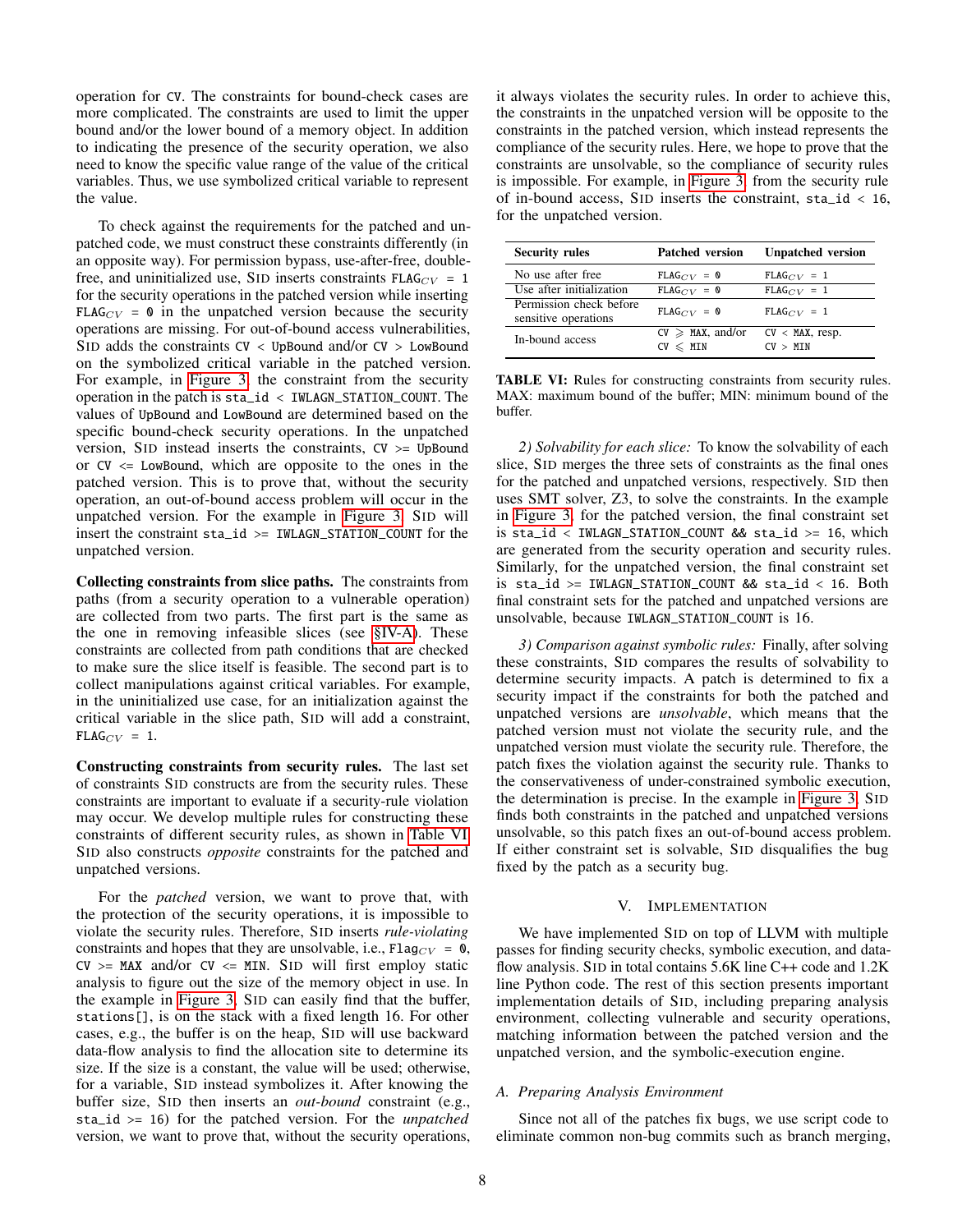operation for CV. The constraints for bound-check cases are more complicated. The constraints are used to limit the upper bound and/or the lower bound of a memory object. In addition to indicating the presence of the security operation, we also need to know the specific value range of the value of the critical variables. Thus, we use symbolized critical variable to represent the value.

To check against the requirements for the patched and unpatched code, we must construct these constraints differently (in an opposite way). For permission bypass, use-after-free, double-free, and uninitialized use, SID inserts constraints $\texttt{FLAG}_{CV}$ = 1 for the security operations in the patched version while inserting $\texttt{FLAG}_{CV}$ = 0 in the unpatched version because the security operations are missing. For out-of-bound access vulnerabilities, SID adds the constraints `CV < UpBound` and/or `CV > LowBound` on the symbolized critical variable in the patched version. For example, in Figure 3, the constraint from the security operation in the patch is `sta_id < IWLAGN_STATION_COUNT`. The values of `UpBound` and `LowBound` are determined based on the specific bound-check security operations. In the unpatched version, SID instead inserts the constraints, `CV >= UpBound` or `CV <= LowBound`, which are opposite to the ones in the patched version. This is to prove that, without the security operation, an out-of-bound access problem will occur in the unpatched version. For the example in Figure 3, SID will insert the constraint `sta_id >= IWLAGN_STATION_COUNT` for the unpatched version.

**Collecting constraints from slice paths.** The constraints from paths (from a security operation to a vulnerable operation) are collected from two parts. The first part is the same as the one in removing infeasible slices (see §IV-A). These constraints are collected from path conditions that are checked to make sure the slice itself is feasible. The second part is to collect manipulations against critical variables. For example, in the uninitialized use case, for an initialization against the critical variable in the slice path, SID will add a constraint, $\texttt{FLAG}_{CV}$ = 1.

**Constructing constraints from security rules.** The last set of constraints SID constructs are from the security rules. These constraints are important to evaluate if a security-rule violation may occur. We develop multiple rules for constructing these constraints of different security rules, as shown in Table VI. SID also constructs *opposite* constraints for the patched and unpatched versions.

For the *patched* version, we want to prove that, with the protection of the security operations, it is impossible to violate the security rules. Therefore, SID inserts *rule-violating* constraints and hopes that they are unsolvable, i.e., $\texttt{Flag}_{CV}$ = 0, `CV >= MAX` and/or `CV <= MIN`. SID will first employ static analysis to figure out the size of the memory object in use. In the example in Figure 3, SID can easily find that the buffer, `stations[]`, is on the stack with a fixed length 16. For other cases, e.g., the buffer is on the heap, SID will use backward data-flow analysis to find the allocation site to determine its size. If the size is a constant, the value will be used; otherwise, for a variable, SID instead symbolizes it. After knowing the buffer size, SID then inserts an *out-bound* constraint (e.g., `sta_id >= 16`) for the patched version. For the *unpatched* version, we want to prove that, without the security operations, it always violates the security rules. In order to achieve this, the constraints in the unpatched version will be opposite to the constraints in the patched version, which instead represents the compliance of the security rules. Here, we hope to prove that the constraints are unsolvable, so the compliance of security rules is impossible. For example, in Figure 3, from the security rule of in-bound access, SID inserts the constraint, `sta_id < 16`, for the unpatched version.

| Security rules | Patched version | Unpatched version |
|---|---|---|
| No use after free | $\texttt{FLAG}_{CV}$ = 0 | $\texttt{FLAG}_{CV}$ = 1 |
| Use after initialization | $\texttt{FLAG}_{CV}$ = 0 | $\texttt{FLAG}_{CV}$ = 1 |
| Permission check before sensitive operations | $\texttt{FLAG}_{CV}$ = 0 | $\texttt{FLAG}_{CV}$ = 1 |
| In-bound access | CV ⩾ MAX, and/or CV ⩽ MIN | CV < MAX, resp. CV > MIN |

**TABLE VI:** Rules for constructing constraints from security rules. MAX: maximum bound of the buffer; MIN: minimum bound of the buffer.

*2) Solvability for each slice:* To know the solvability of each slice, SID merges the three sets of constraints as the final ones for the patched and unpatched versions, respectively. SID then uses SMT solver, Z3, to solve the constraints. In the example in Figure 3, for the patched version, the final constraint set is `sta_id < IWLAGN_STATION_COUNT && sta_id >= 16`, which are generated from the security operation and security rules. Similarly, for the unpatched version, the final constraint set is `sta_id >= IWLAGN_STATION_COUNT && sta_id < 16`. Both final constraint sets for the patched and unpatched versions are unsolvable, because `IWLAGN_STATION_COUNT` is 16.

*3) Comparison against symbolic rules:* Finally, after solving these constraints, SID compares the results of solvability to determine security impacts. A patch is determined to fix a security impact if the constraints for both the patched and unpatched versions are *unsolvable*, which means that the patched version must not violate the security rule, and the unpatched version must violate the security rule. Therefore, the patch fixes the violation against the security rule. Thanks to the conservativeness of under-constrained symbolic execution, the determination is precise. In the example in Figure 3, SID finds both constraints in the patched and unpatched versions unsolvable, so this patch fixes an out-of-bound access problem. If either constraint set is solvable, SID disqualifies the bug fixed by the patch as a security bug.

## V. Implementation

We have implemented SID on top of LLVM with multiple passes for finding security checks, symbolic execution, and data-flow analysis. SID in total contains 5.6K line C++ code and 1.2K line Python code. The rest of this section presents important implementation details of SID, including preparing analysis environment, collecting vulnerable and security operations, matching information between the patched version and the unpatched version, and the symbolic-execution engine.

### A. Preparing Analysis Environment

Since not all of the patches fix bugs, we use script code to eliminate common non-bug commits such as branch merging,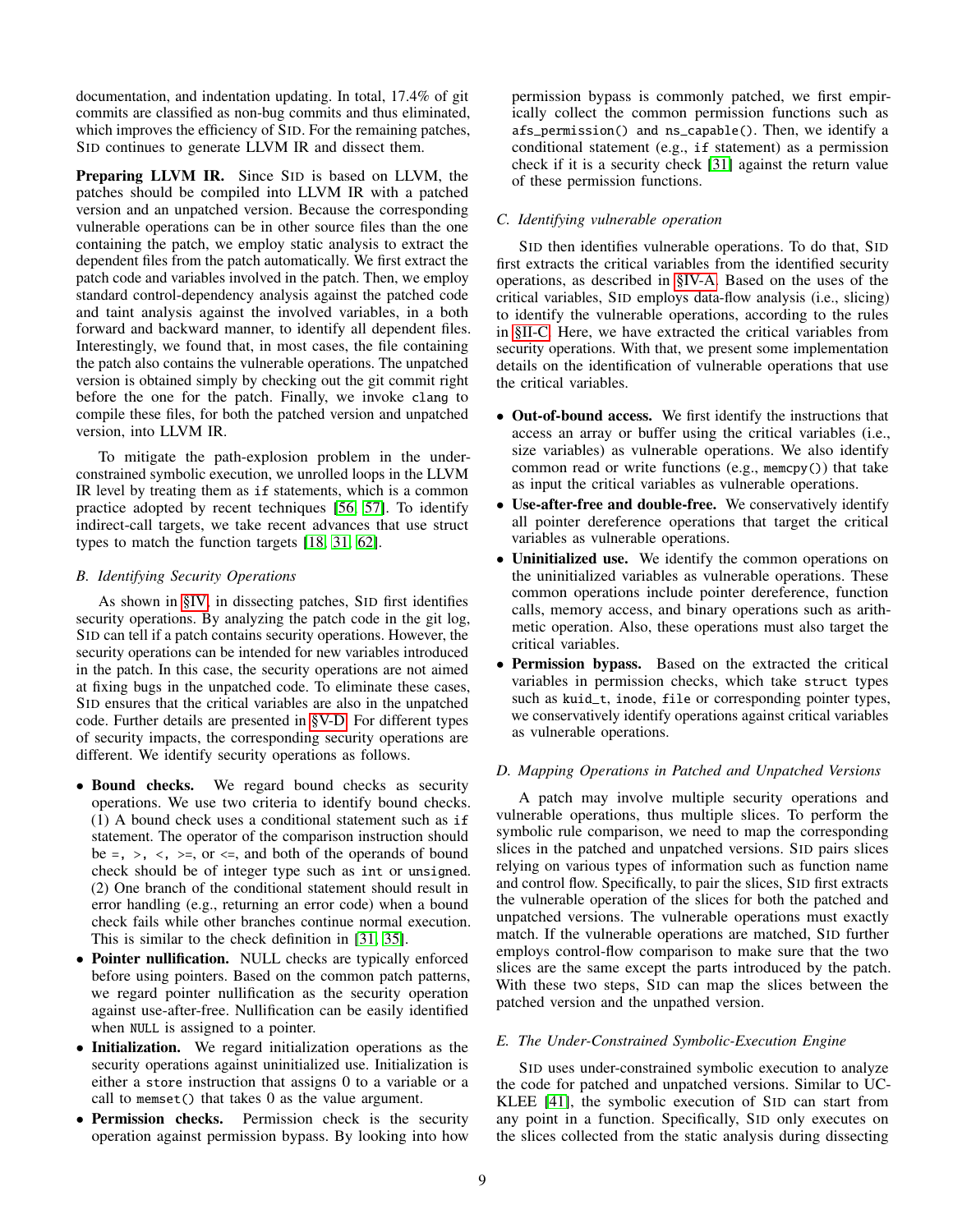documentation, and indentation updating. In total, 17.4% of git commits are classified as non-bug commits and thus eliminated, which improves the efficiency of SID. For the remaining patches, SID continues to generate LLVM IR and dissect them.

**Preparing LLVM IR.** Since SID is based on LLVM, the patches should be compiled into LLVM IR with a patched version and an unpatched version. Because the corresponding vulnerable operations can be in other source files than the one containing the patch, we employ static analysis to extract the dependent files from the patch automatically. We first extract the patch code and variables involved in the patch. Then, we employ standard control-dependency analysis against the patched code and taint analysis against the involved variables, in a both forward and backward manner, to identify all dependent files. Interestingly, we found that, in most cases, the file containing the patch also contains the vulnerable operations. The unpatched version is obtained simply by checking out the git commit right before the one for the patch. Finally, we invoke `clang` to compile these files, for both the patched version and unpatched version, into LLVM IR.

To mitigate the path-explosion problem in the under-constrained symbolic execution, we unrolled loops in the LLVM IR level by treating them as `if` statements, which is a common practice adopted by recent techniques [56, 57]. To identify indirect-call targets, we take recent advances that use struct types to match the function targets [18, 31, 62].

### B. Identifying Security Operations

As shown in §IV, in dissecting patches, SID first identifies security operations. By analyzing the patch code in the git log, SID can tell if a patch contains security operations. However, the security operations can be intended for new variables introduced in the patch. In this case, the security operations are not aimed at fixing bugs in the unpatched code. To eliminate these cases, SID ensures that the critical variables are also in the unpatched code. Further details are presented in §V-D. For different types of security impacts, the corresponding security operations are different. We identify security operations as follows.

- **Bound checks.** We regard bound checks as security operations. We use two criteria to identify bound checks. (1) A bound check uses a conditional statement such as `if` statement. The operator of the comparison instruction should be `=`, `>`, `<`, `>=`, or `<=`, and both of the operands of bound check should be of integer type such as `int` or `unsigned`. (2) One branch of the conditional statement should result in error handling (e.g., returning an error code) when a bound check fails while other branches continue normal execution. This is similar to the check definition in [31, 35].
- **Pointer nullification.** NULL checks are typically enforced before using pointers. Based on the common patch patterns, we regard pointer nullification as the security operation against use-after-free. Nullification can be easily identified when `NULL` is assigned to a pointer.
- **Initialization.** We regard initialization operations as the security operations against uninitialized use. Initialization is either a `store` instruction that assigns 0 to a variable or a call to `memset()` that takes 0 as the value argument.
- **Permission checks.** Permission check is the security operation against permission bypass. By looking into how permission bypass is commonly patched, we first empirically collect the common permission functions such as `afs_permission()` and `ns_capable()`. Then, we identify a conditional statement (e.g., `if` statement) as a permission check if it is a security check [31] against the return value of these permission functions.

### C. Identifying vulnerable operation

SID then identifies vulnerable operations. To do that, SID first extracts the critical variables from the identified security operations, as described in §IV-A. Based on the uses of the critical variables, SID employs data-flow analysis (i.e., slicing) to identify the vulnerable operations, according to the rules in §II-C. Here, we have extracted the critical variables from security operations. With that, we present some implementation details on the identification of vulnerable operations that use the critical variables.

- **Out-of-bound access.** We first identify the instructions that access an array or buffer using the critical variables (i.e., size variables) as vulnerable operations. We also identify common read or write functions (e.g., `memcpy()`) that take as input the critical variables as vulnerable operations.
- **Use-after-free and double-free.** We conservatively identify all pointer dereference operations that target the critical variables as vulnerable operations.
- **Uninitialized use.** We identify the common operations on the uninitialized variables as vulnerable operations. These common operations include pointer dereference, function calls, memory access, and binary operations such as arithmetic operation. Also, these operations must also target the critical variables.
- **Permission bypass.** Based on the extracted the critical variables in permission checks, which take `struct` types such as `kuid_t`, `inode`, `file` or corresponding pointer types, we conservatively identify operations against critical variables as vulnerable operations.

### D. Mapping Operations in Patched and Unpatched Versions

A patch may involve multiple security operations and vulnerable operations, thus multiple slices. To perform the symbolic rule comparison, we need to map the corresponding slices in the patched and unpatched versions. SID pairs slices relying on various types of information such as function name and control flow. Specifically, to pair the slices, SID first extracts the vulnerable operation of the slices for both the patched and unpatched versions. The vulnerable operations must exactly match. If the vulnerable operations are matched, SID further employs control-flow comparison to make sure that the two slices are the same except the parts introduced by the patch. With these two steps, SID can map the slices between the patched version and the unpatched version.

### E. The Under-Constrained Symbolic-Execution Engine

SID uses under-constrained symbolic execution to analyze the code for patched and unpatched versions. Similar to UC-KLEE [41], the symbolic execution of SID can start from any point in a function. Specifically, SID only executes on the slices collected from the static analysis during dissecting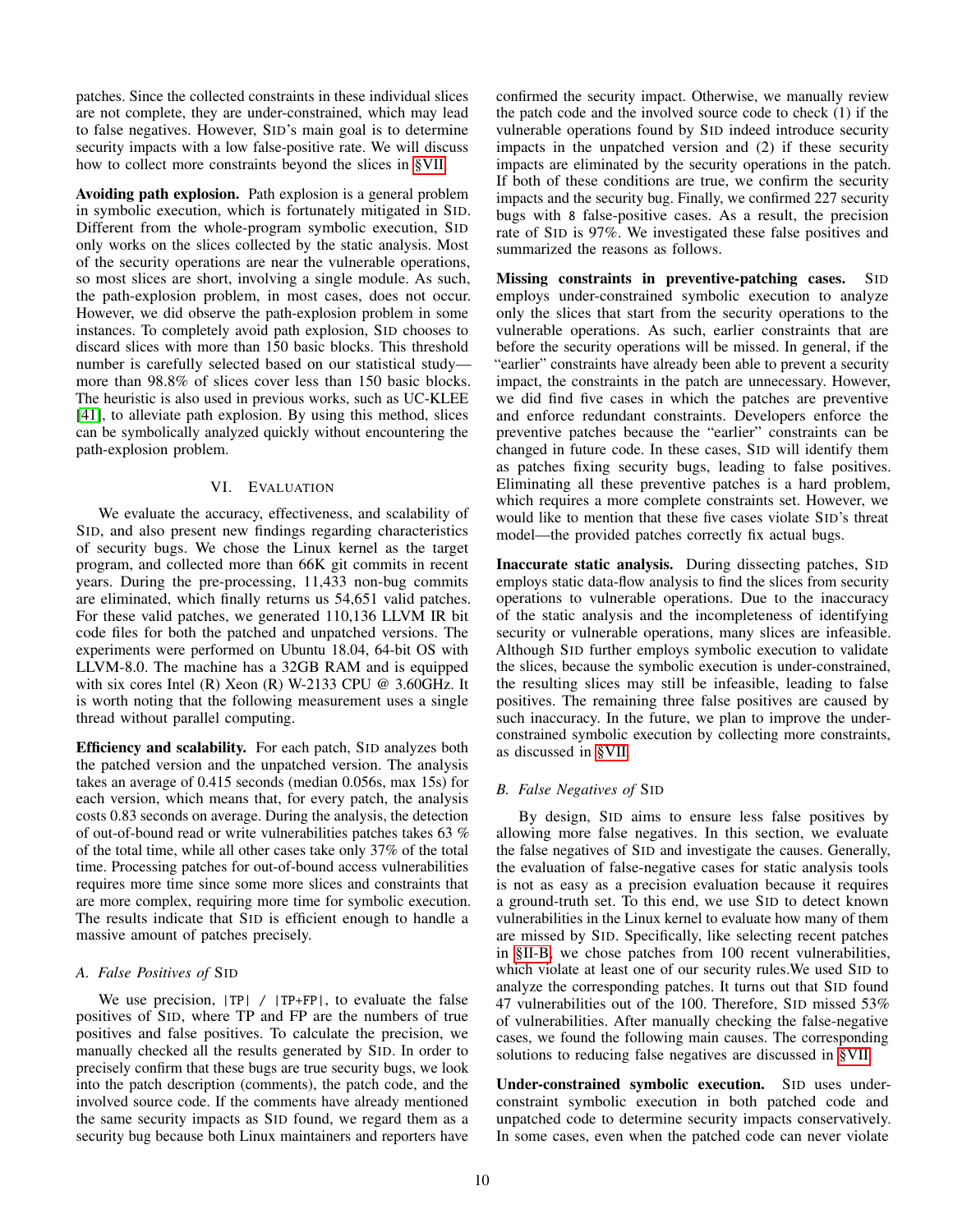patches. Since the collected constraints in these individual slices are not complete, they are under-constrained, which may lead to false negatives. However, SID's main goal is to determine security impacts with a low false-positive rate. We will discuss how to collect more constraints beyond the slices in §VII.

**Avoiding path explosion.** Path explosion is a general problem in symbolic execution, which is fortunately mitigated in SID. Different from the whole-program symbolic execution, SID only works on the slices collected by the static analysis. Most of the security operations are near the vulnerable operations, so most slices are short, involving a single module. As such, the path-explosion problem, in most cases, does not occur. However, we did observe the path-explosion problem in some instances. To completely avoid path explosion, SID chooses to discard slices with more than 150 basic blocks. This threshold number is carefully selected based on our statistical study—more than 98.8% of slices cover less than 150 basic blocks. The heuristic is also used in previous works, such as UC-KLEE [41], to alleviate path explosion. By using this method, slices can be symbolically analyzed quickly without encountering the path-explosion problem.

## VI. EVALUATION

We evaluate the accuracy, effectiveness, and scalability of SID, and also present new findings regarding characteristics of security bugs. We chose the Linux kernel as the target program, and collected more than 66K git commits in recent years. During the pre-processing, 11,433 non-bug commits are eliminated, which finally returns us 54,651 valid patches. For these valid patches, we generated 110,136 LLVM IR bit code files for both the patched and unpatched versions. The experiments were performed on Ubuntu 18.04, 64-bit OS with LLVM-8.0. The machine has a 32GB RAM and is equipped with six cores Intel (R) Xeon (R) W-2133 CPU @ 3.60GHz. It is worth noting that the following measurement uses a single thread without parallel computing.

**Efficiency and scalability.** For each patch, SID analyzes both the patched version and the unpatched version. The analysis takes an average of 0.415 seconds (median 0.056s, max 15s) for each version, which means that, for every patch, the analysis costs 0.83 seconds on average. During the analysis, the detection of out-of-bound read or write vulnerabilities patches takes 63 % of the total time, while all other cases take only 37% of the total time. Processing patches for out-of-bound access vulnerabilities requires more time since some more slices and constraints that are more complex, requiring more time for symbolic execution. The results indicate that SID is efficient enough to handle a massive amount of patches precisely.

### A. False Positives of SID

We use precision, `|TP| / |TP+FP|`, to evaluate the false positives of SID, where TP and FP are the numbers of true positives and false positives. To calculate the precision, we manually checked all the results generated by SID. In order to precisely confirm that these bugs are true security bugs, we look into the patch description (comments), the patch code, and the involved source code. If the comments have already mentioned the same security impacts as SID found, we regard them as a security bug because both Linux maintainers and reporters have confirmed the security impact. Otherwise, we manually review the patch code and the involved source code to check (1) if the vulnerable operations found by SID indeed introduce security impacts in the unpatched version and (2) if these security impacts are eliminated by the security operations in the patch. If both of these conditions are true, we confirm the security impacts and the security bug. Finally, we confirmed 227 security bugs with `8` false-positive cases. As a result, the precision rate of SID is 97%. We investigated these false positives and summarized the reasons as follows.

**Missing constraints in preventive-patching cases.** SID employs under-constrained symbolic execution to analyze only the slices that start from the security operations to the vulnerable operations. As such, earlier constraints that are before the security operations will be missed. In general, if the "earlier" constraints have already been able to prevent a security impact, the constraints in the patch are unnecessary. However, we did find five cases in which the patches are preventive and enforce redundant constraints. Developers enforce the preventive patches because the "earlier" constraints can be changed in future code. In these cases, SID will identify them as patches fixing security bugs, leading to false positives. Eliminating all these preventive patches is a hard problem, which requires a more complete constraints set. However, we would like to mention that these five cases violate SID's threat model—the provided patches correctly fix actual bugs.

**Inaccurate static analysis.** During dissecting patches, SID employs static data-flow analysis to find the slices from security operations to vulnerable operations. Due to the inaccuracy of the static analysis and the incompleteness of identifying security or vulnerable operations, many slices are infeasible. Although SID further employs symbolic execution to validate the slices, because the symbolic execution is under-constrained, the resulting slices may still be infeasible, leading to false positives. The remaining three false positives are caused by such inaccuracy. In the future, we plan to improve the under-constrained symbolic execution by collecting more constraints, as discussed in §VII.

### B. False Negatives of SID

By design, SID aims to ensure less false positives by allowing more false negatives. In this section, we evaluate the false negatives of SID and investigate the causes. Generally, the evaluation of false-negative cases for static analysis tools is not as easy as a precision evaluation because it requires a ground-truth set. To this end, we use SID to detect known vulnerabilities in the Linux kernel to evaluate how many of them are missed by SID. Specifically, like selecting recent patches in §II-B, we chose patches from 100 recent vulnerabilities, which violate at least one of our security rules.We used SID to analyze the corresponding patches. It turns out that SID found 47 vulnerabilities out of the 100. Therefore, SID missed 53% of vulnerabilities. After manually checking the false-negative cases, we found the following main causes. The corresponding solutions to reducing false negatives are discussed in §VII.

**Under-constrained symbolic execution.** SID uses under-constraint symbolic execution in both patched code and unpatched code to determine security impacts conservatively. In some cases, even when the patched code can never violate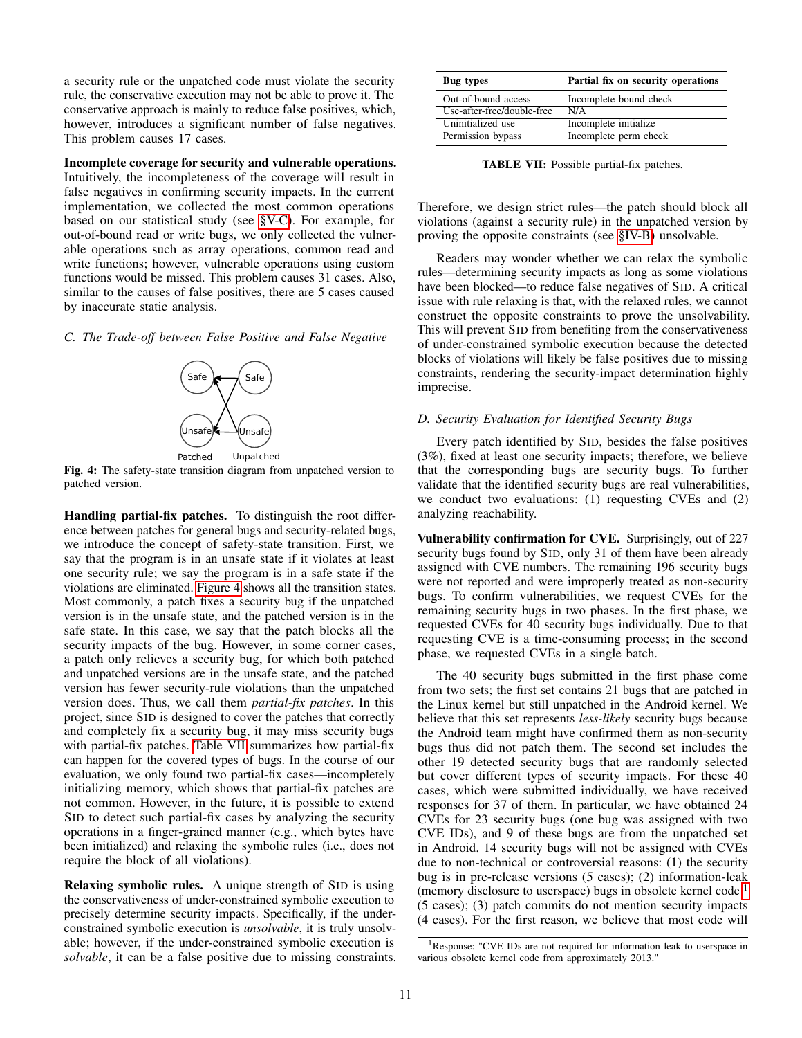a security rule or the unpatched code must violate the security rule, the conservative execution may not be able to prove it. The conservative approach is mainly to reduce false positives, which, however, introduces a significant number of false negatives. This problem causes 17 cases.

**Incomplete coverage for security and vulnerable operations.** Intuitively, the incompleteness of the coverage will result in false negatives in confirming security impacts. In the current implementation, we collected the most common operations based on our statistical study (see §V-C). For example, for out-of-bound read or write bugs, we only collected the vulnerable operations such as array operations, common read and write functions; however, vulnerable operations using custom functions would be missed. This problem causes 31 cases. Also, similar to the causes of false positives, there are 5 cases caused by inaccurate static analysis.

### C. The Trade-off between False Positive and False Negative

Fig. 4: The safety-state transition diagram from unpatched version to patched version.

**Handling partial-fix patches.** To distinguish the root difference between patches for general bugs and security-related bugs, we introduce the concept of safety-state transition. First, we say that the program is in an unsafe state if it violates at least one security rule; we say the program is in a safe state if the violations are eliminated. Figure 4 shows all the transition states. Most commonly, a patch fixes a security bug if the unpatched version is in the unsafe state, and the patched version is in the safe state. In this case, we say that the patch blocks all the security impacts of the bug. However, in some corner cases, a patch only relieves a security bug, for which both patched and unpatched versions are in the unsafe state, and the patched version has fewer security-rule violations than the unpatched version does. Thus, we call them *partial-fix patches*. In this project, since SID is designed to cover the patches that correctly and completely fix a security bug, it may miss security bugs with partial-fix patches. Table VII summarizes how partial-fix can happen for the covered types of bugs. In the course of our evaluation, we only found two partial-fix cases—incompletely initializing memory, which shows that partial-fix patches are not common. However, in the future, it is possible to extend SID to detect such partial-fix cases by analyzing the security operations in a finger-grained manner (e.g., which bytes have been initialized) and relaxing the symbolic rules (i.e., does not require the block of all violations).

**Relaxing symbolic rules.** A unique strength of SID is using the conservativeness of under-constrained symbolic execution to precisely determine security impacts. Specifically, if the under-constrained symbolic execution is *unsolvable*, it is truly unsolvable; however, if the under-constrained symbolic execution is *solvable*, it can be a false positive due to missing constraints.

| Bug types | Partial fix on security operations |
|---|---|
| Out-of-bound access | Incomplete bound check |
| Use-after-free/double-free | N/A |
| Uninitialized use | Incomplete initialize |
| Permission bypass | Incomplete perm check |

**TABLE VII:** Possible partial-fix patches.

Therefore, we design strict rules—the patch should block all violations (against a security rule) in the unpatched version by proving the opposite constraints (see §IV-B) unsolvable.

Readers may wonder whether we can relax the symbolic rules—determining security impacts as long as some violations have been blocked—to reduce false negatives of SID. A critical issue with rule relaxing is that, with the relaxed rules, we cannot construct the opposite constraints to prove the unsolvability. This will prevent SID from benefiting from the conservativeness of under-constrained symbolic execution because the detected blocks of violations will likely be false positives due to missing constraints, rendering the security-impact determination highly imprecise.

### D. Security Evaluation for Identified Security Bugs

Every patch identified by SID, besides the false positives (3%), fixed at least one security impacts; therefore, we believe that the corresponding bugs are security bugs. To further validate that the identified security bugs are real vulnerabilities, we conduct two evaluations: (1) requesting CVEs and (2) analyzing reachability.

**Vulnerability confirmation for CVE.** Surprisingly, out of 227 security bugs found by SID, only 31 of them have been already assigned with CVE numbers. The remaining 196 security bugs were not reported and were improperly treated as non-security bugs. To confirm vulnerabilities, we request CVEs for the remaining security bugs in two phases. In the first phase, we requested CVEs for 40 security bugs individually. Due to that requesting CVE is a time-consuming process; in the second phase, we requested CVEs in a single batch.

The 40 security bugs submitted in the first phase come from two sets; the first set contains 21 bugs that are patched in the Linux kernel but still unpatched in the Android kernel. We believe that this set represents *less-likely* security bugs because the Android team might have confirmed them as non-security bugs thus did not patch them. The second set includes the other 19 detected security bugs that are randomly selected but cover different types of security impacts. For these 40 cases, which were submitted individually, we have received responses for 37 of them. In particular, we have obtained 24 CVEs for 23 security bugs (one bug was assigned with two CVE IDs), and 9 of these bugs are from the unpatched set in Android. 14 security bugs will not be assigned with CVEs due to non-technical or controversial reasons: (1) the security bug is in pre-release versions (5 cases); (2) information-leak (memory disclosure to userspace) bugs in obsolete kernel code [1] (5 cases); (3) patch commits do not mention security impacts (4 cases). For the first reason, we believe that most code will

[1] Response: "CVE IDs are not required for information leak to userspace in various obsolete kernel code from approximately 2013."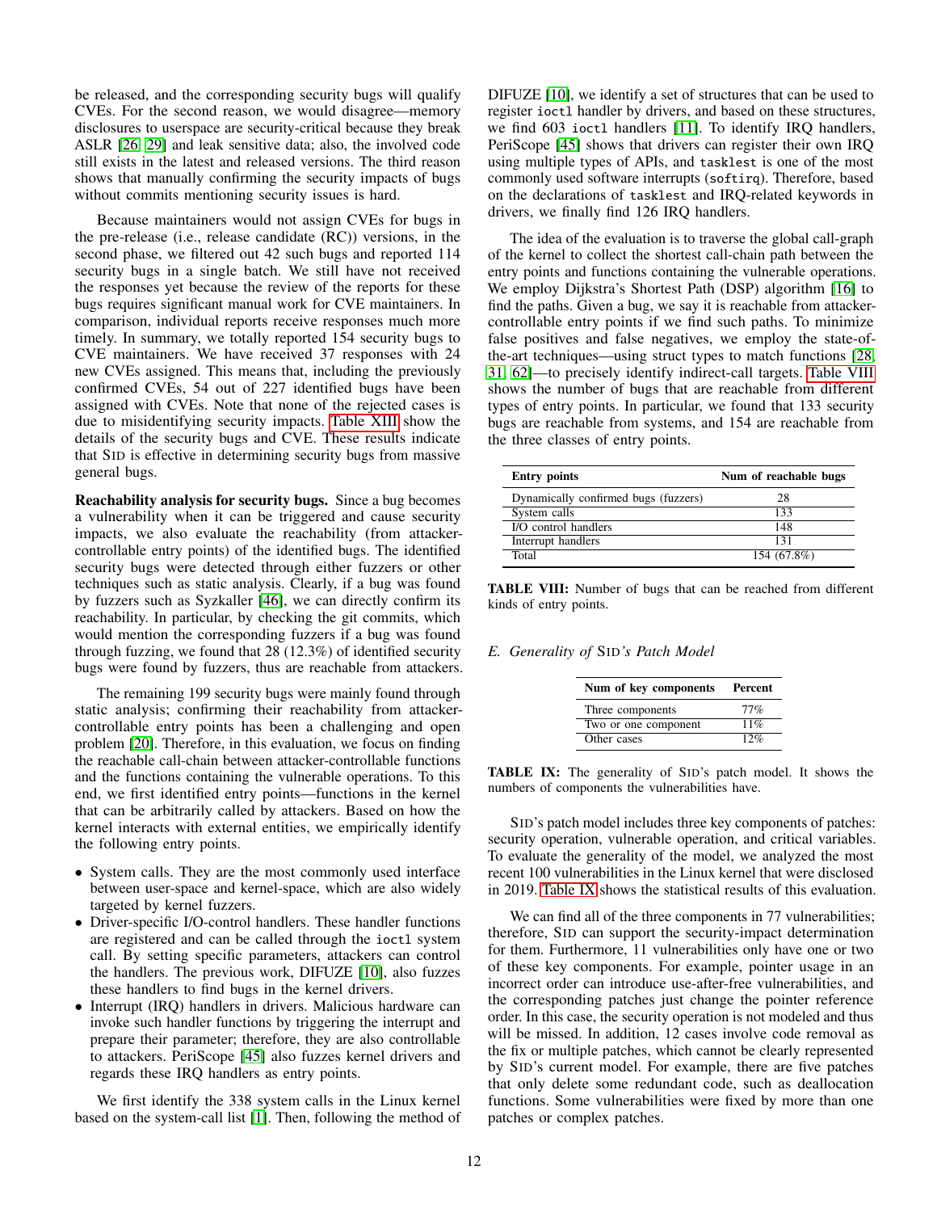be released, and the corresponding security bugs will qualify CVEs. For the second reason, we would disagree—memory disclosures to userspace are security-critical because they break ASLR [26, 29] and leak sensitive data; also, the involved code still exists in the latest and released versions. The third reason shows that manually confirming the security impacts of bugs without commits mentioning security issues is hard.

Because maintainers would not assign CVEs for bugs in the pre-release (i.e., release candidate (RC)) versions, in the second phase, we filtered out 42 such bugs and reported 114 security bugs in a single batch. We still have not received the responses yet because the review of the reports for these bugs requires significant manual work for CVE maintainers. In comparison, individual reports receive responses much more timely. In summary, we totally reported 154 security bugs to CVE maintainers. We have received 37 responses with 24 new CVEs assigned. This means that, including the previously confirmed CVEs, 54 out of 227 identified bugs have been assigned with CVEs. Note that none of the rejected cases is due to misidentifying security impacts. Table XIII show the details of the security bugs and CVE. These results indicate that SID is effective in determining security bugs from massive general bugs.

**Reachability analysis for security bugs.** Since a bug becomes a vulnerability when it can be triggered and cause security impacts, we also evaluate the reachability (from attacker-controllable entry points) of the identified bugs. The identified security bugs were detected through either fuzzers or other techniques such as static analysis. Clearly, if a bug was found by fuzzers such as Syzkaller [46], we can directly confirm its reachability. In particular, by checking the git commits, which would mention the corresponding fuzzers if a bug was found through fuzzing, we found that 28 (12.3%) of identified security bugs were found by fuzzers, thus are reachable from attackers.

The remaining 199 security bugs were mainly found through static analysis; confirming their reachability from attacker-controllable entry points has been a challenging and open problem [20]. Therefore, in this evaluation, we focus on finding the reachable call-chain between attacker-controllable functions and the functions containing the vulnerable operations. To this end, we first identified entry points—functions in the kernel that can be arbitrarily called by attackers. Based on how the kernel interacts with external entities, we empirically identify the following entry points.

- System calls. They are the most commonly used interface between user-space and kernel-space, which are also widely targeted by kernel fuzzers.
- Driver-specific I/O-control handlers. These handler functions are registered and can be called through the `ioctl` system call. By setting specific parameters, attackers can control the handlers. The previous work, DIFUZE [10], also fuzzes these handlers to find bugs in the kernel drivers.
- Interrupt (IRQ) handlers in drivers. Malicious hardware can invoke such handler functions by triggering the interrupt and prepare their parameter; therefore, they are also controllable to attackers. PeriScope [45] also fuzzes kernel drivers and regards these IRQ handlers as entry points.

We first identify the 338 system calls in the Linux kernel based on the system-call list [1]. Then, following the method of DIFUZE [10], we identify a set of structures that can be used to register `ioctl` handler by drivers, and based on these structures, we find 603 `ioctl` handlers [11]. To identify IRQ handlers, PeriScope [45] shows that drivers can register their own IRQ using multiple types of APIs, and `tasklest` is one of the most commonly used software interrupts (`softirq`). Therefore, based on the declarations of `tasklest` and IRQ-related keywords in drivers, we finally find 126 IRQ handlers.

The idea of the evaluation is to traverse the global call-graph of the kernel to collect the shortest call-chain path between the entry points and functions containing the vulnerable operations. We employ Dijkstra's Shortest Path (DSP) algorithm [16] to find the paths. Given a bug, we say it is reachable from attacker-controllable entry points if we find such paths. To minimize false positives and false negatives, we employ the state-of-the-art techniques—using struct types to match functions [28, 31, 62]—to precisely identify indirect-call targets. Table VIII shows the number of bugs that are reachable from different types of entry points. In particular, we found that 133 security bugs are reachable from systems, and 154 are reachable from the three classes of entry points.

| Entry points | Num of reachable bugs |
|---|---|
| Dynamically confirmed bugs (fuzzers) | 28 |
| System calls | 133 |
| I/O control handlers | 148 |
| Interrupt handlers | 131 |
| Total | 154 (67.8%) |

**TABLE VIII:** Number of bugs that can be reached from different kinds of entry points.

### *E. Generality of SID's Patch Model*

| Num of key components | Percent |
|---|---|
| Three components | 77% |
| Two or one component | 11% |
| Other cases | 12% |

**TABLE IX:** The generality of SID's patch model. It shows the numbers of components the vulnerabilities have.

SID's patch model includes three key components of patches: security operation, vulnerable operation, and critical variables. To evaluate the generality of the model, we analyzed the most recent 100 vulnerabilities in the Linux kernel that were disclosed in 2019. Table IX shows the statistical results of this evaluation.

We can find all of the three components in 77 vulnerabilities; therefore, SID can support the security-impact determination for them. Furthermore, 11 vulnerabilities only have one or two of these key components. For example, pointer usage in an incorrect order can introduce use-after-free vulnerabilities, and the corresponding patches just change the pointer reference order. In this case, the security operation is not modeled and thus will be missed. In addition, 12 cases involve code removal as the fix or multiple patches, which cannot be clearly represented by SID's current model. For example, there are five patches that only delete some redundant code, such as deallocation functions. Some vulnerabilities were fixed by more than one patches or complex patches.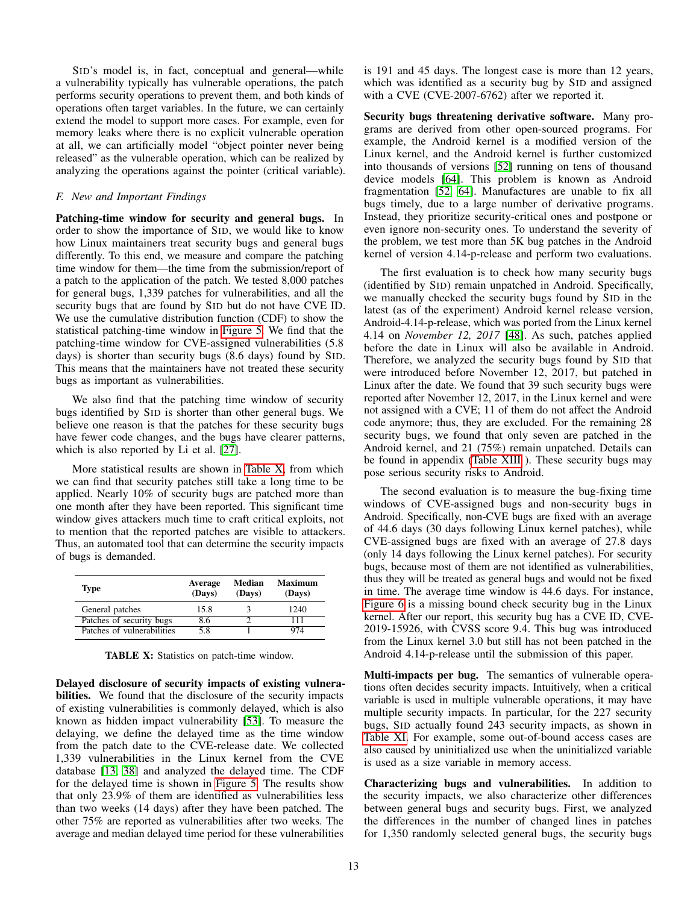SID's model is, in fact, conceptual and general—while a vulnerability typically has vulnerable operations, the patch performs security operations to prevent them, and both kinds of operations often target variables. In the future, we can certainly extend the model to support more cases. For example, even for memory leaks where there is no explicit vulnerable operation at all, we can artificially model "object pointer never being released" as the vulnerable operation, which can be realized by analyzing the operations against the pointer (critical variable).

### *F. New and Important Findings*

**Patching-time window for security and general bugs.** In order to show the importance of SID, we would like to know how Linux maintainers treat security bugs and general bugs differently. To this end, we measure and compare the patching time window for them—the time from the submission/report of a patch to the application of the patch. We tested 8,000 patches for general bugs, 1,339 patches for vulnerabilities, and all the security bugs that are found by SID but do not have CVE ID. We use the cumulative distribution function (CDF) to show the statistical patching-time window in Figure 5. We find that the patching-time window for CVE-assigned vulnerabilities (5.8 days) is shorter than security bugs (8.6 days) found by SID. This means that the maintainers have not treated these security bugs as important as vulnerabilities.

We also find that the patching time window of security bugs identified by SID is shorter than other general bugs. We believe one reason is that the patches for these security bugs have fewer code changes, and the bugs have clearer patterns, which is also reported by Li et al. [27].

More statistical results are shown in Table X, from which we can find that security patches still take a long time to be applied. Nearly 10% of security bugs are patched more than one month after they have been reported. This significant time window gives attackers much time to craft critical exploits, not to mention that the reported patches are visible to attackers. Thus, an automated tool that can determine the security impacts of bugs is demanded.

| Type | Average (Days) | Median (Days) | Maximum (Days) |
|---|---|---|---|
| General patches | 15.8 | 3 | 1240 |
| Patches of security bugs | 8.6 | 2 | 111 |
| Patches of vulnerabilities | 5.8 | 1 | 974 |

**TABLE X:** Statistics on patch-time window.

**Delayed disclosure of security impacts of existing vulnerabilities.** We found that the disclosure of the security impacts of existing vulnerabilities is commonly delayed, which is also known as hidden impact vulnerability [53]. To measure the delaying, we define the delayed time as the time window from the patch date to the CVE-release date. We collected 1,339 vulnerabilities in the Linux kernel from the CVE database [13, 38] and analyzed the delayed time. The CDF for the delayed time is shown in Figure 5. The results show that only 23.9% of them are identified as vulnerabilities less than two weeks (14 days) after they have been patched. The other 75% are reported as vulnerabilities after two weeks. The average and median delayed time period for these vulnerabilities is 191 and 45 days. The longest case is more than 12 years, which was identified as a security bug by SID and assigned with a CVE (CVE-2007-6762) after we reported it.

**Security bugs threatening derivative software.** Many programs are derived from other open-sourced programs. For example, the Android kernel is a modified version of the Linux kernel, and the Android kernel is further customized into thousands of versions [52] running on tens of thousand device models [64]. This problem is known as Android fragmentation [52, 64]. Manufactures are unable to fix all bugs timely, due to a large number of derivative programs. Instead, they prioritize security-critical ones and postpone or even ignore non-security ones. To understand the severity of the problem, we test more than 5K bug patches in the Android kernel of version 4.14-p-release and perform two evaluations.

The first evaluation is to check how many security bugs (identified by SID) remain unpatched in Android. Specifically, we manually checked the security bugs found by SID in the latest (as of the experiment) Android kernel release version, Android-4.14-p-release, which was ported from the Linux kernel 4.14 on *November 12, 2017* [48]. As such, patches applied before the date in Linux will also be available in Android. Therefore, we analyzed the security bugs found by SID that were introduced before November 12, 2017, but patched in Linux after the date. We found that 39 such security bugs were reported after November 12, 2017, in the Linux kernel and were not assigned with a CVE; 11 of them do not affect the Android code anymore; thus, they are excluded. For the remaining 28 security bugs, we found that only seven are patched in the Android kernel, and 21 (75%) remain unpatched. Details can be found in appendix (Table XIII ). These security bugs may pose serious security risks to Android.

The second evaluation is to measure the bug-fixing time windows of CVE-assigned bugs and non-security bugs in Android. Specifically, non-CVE bugs are fixed with an average of 44.6 days (30 days following Linux kernel patches), while CVE-assigned bugs are fixed with an average of 27.8 days (only 14 days following the Linux kernel patches). For security bugs, because most of them are not identified as vulnerabilities, thus they will be treated as general bugs and would not be fixed in time. The average time window is 44.6 days. For instance, Figure 6 is a missing bound check security bug in the Linux kernel. After our report, this security bug has a CVE ID, CVE-2019-15926, with CVSS score 9.4. This bug was introduced from the Linux kernel 3.0 but still has not been patched in the Android 4.14-p-release until the submission of this paper.

**Multi-impacts per bug.** The semantics of vulnerable operations often decides security impacts. Intuitively, when a critical variable is used in multiple vulnerable operations, it may have multiple security impacts. In particular, for the 227 security bugs, SID actually found 243 security impacts, as shown in Table XI. For example, some out-of-bound access cases are also caused by uninitialized use when the uninitialized variable is used as a size variable in memory access.

**Characterizing bugs and vulnerabilities.** In addition to the security impacts, we also characterize other differences between general bugs and security bugs. First, we analyzed the differences in the number of changed lines in patches for 1,350 randomly selected general bugs, the security bugs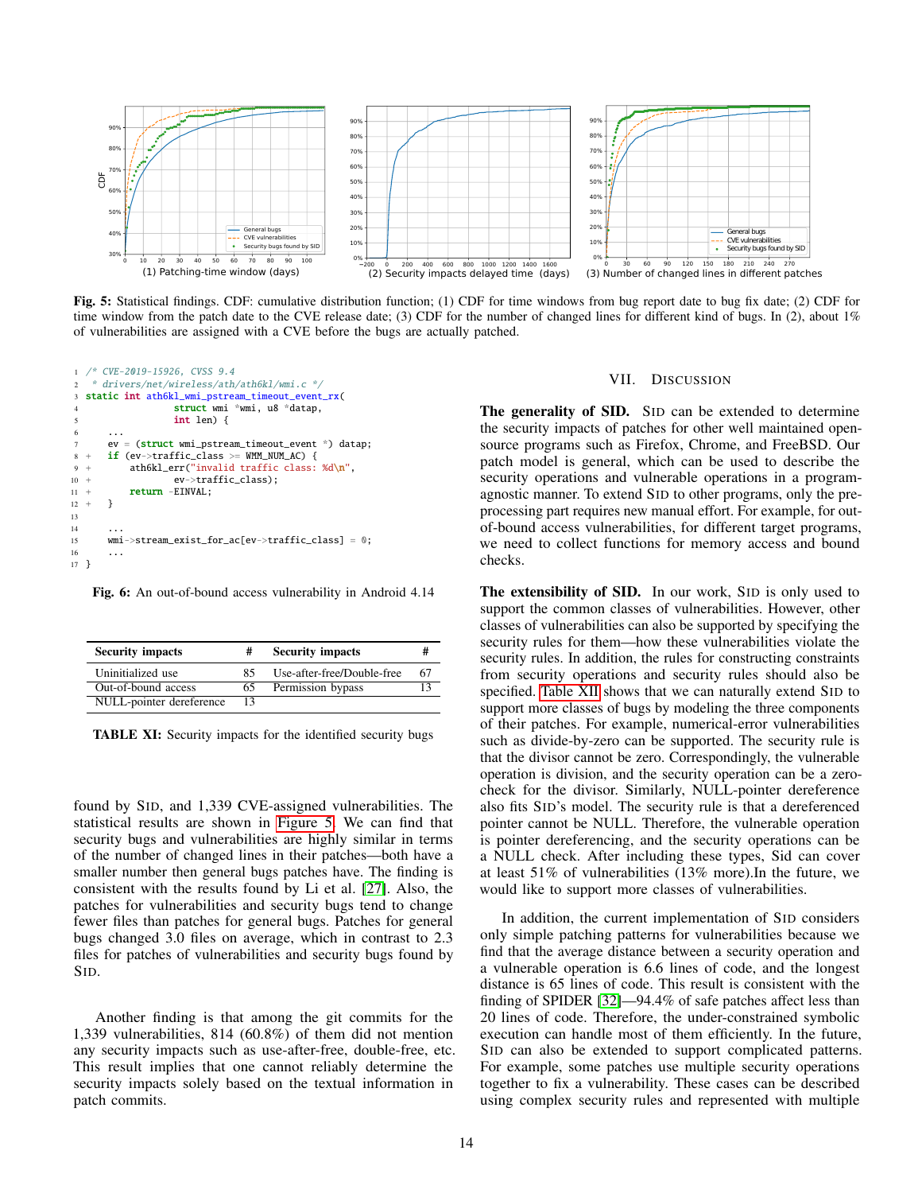Fig. 5: Statistical findings. CDF: cumulative distribution function; (1) CDF for time windows from bug report date to bug fix date; (2) CDF for time window from the patch date to the CVE release date; (3) CDF for the number of changed lines for different kind of bugs. In (2), about 1% of vulnerabilities are assigned with a CVE before the bugs are actually patched.

```
1  /* CVE-2019-15926, CVSS 9.4
2   * drivers/net/wireless/ath/ath6kl/wmi.c */
3  static int ath6kl_wmi_pstream_timeout_event_rx(
4                  struct wmi *wmi, u8 *datap,
5                  int len) {
6      ...
7      ev = (struct wmi_pstream_timeout_event *) datap;
8  +   if (ev->traffic_class >= WMM_NUM_AC) {
9  +       ath6kl_err("invalid traffic class: %d\n",
10 +               ev->traffic_class);
11 +       return -EINVAL;
12 +   }
13
14     ...
15     wmi->stream_exist_for_ac[ev->traffic_class] = 0;
16     ...
17 }
```

Fig. 6: An out-of-bound access vulnerability in Android 4.14

| Security impacts | # | Security impacts | # |
|---|---|---|---|
| Uninitialized use | 85 | Use-after-free/Double-free | 67 |
| Out-of-bound access | 65 | Permission bypass | 13 |
| NULL-pointer dereference | 13 | | |

TABLE XI: Security impacts for the identified security bugs

found by SID, and 1,339 CVE-assigned vulnerabilities. The statistical results are shown in Figure 5. We can find that security bugs and vulnerabilities are highly similar in terms of the number of changed lines in their patches—both have a smaller number then general bugs patches have. The finding is consistent with the results found by Li et al. [27]. Also, the patches for vulnerabilities and security bugs tend to change fewer files than patches for general bugs. Patches for general bugs changed 3.0 files on average, which in contrast to 2.3 files for patches of vulnerabilities and security bugs found by SID.

Another finding is that among the git commits for the 1,339 vulnerabilities, 814 (60.8%) of them did not mention any security impacts such as use-after-free, double-free, etc. This result implies that one cannot reliably determine the security impacts solely based on the textual information in patch commits.

## VII. Discussion

**The generality of SID.** SID can be extended to determine the security impacts of patches for other well maintained open-source programs such as Firefox, Chrome, and FreeBSD. Our patch model is general, which can be used to describe the security operations and vulnerable operations in a program-agnostic manner. To extend SID to other programs, only the pre-processing part requires new manual effort. For example, for out-of-bound access vulnerabilities, for different target programs, we need to collect functions for memory access and bound checks.

**The extensibility of SID.** In our work, SID is only used to support the common classes of vulnerabilities. However, other classes of vulnerabilities can also be supported by specifying the security rules for them—how these vulnerabilities violate the security rules. In addition, the rules for constructing constraints from security operations and security rules should also be specified. Table XII shows that we can naturally extend SID to support more classes of bugs by modeling the three components of their patches. For example, numerical-error vulnerabilities such as divide-by-zero can be supported. The security rule is that the divisor cannot be zero. Correspondingly, the vulnerable operation is division, and the security operation can be a zero-check for the divisor. Similarly, NULL-pointer dereference also fits SID's model. The security rule is that a dereferenced pointer cannot be NULL. Therefore, the vulnerable operation is pointer dereferencing, and the security operations can be a NULL check. After including these types, Sid can cover at least 51% of vulnerabilities (13% more).In the future, we would like to support more classes of vulnerabilities.

In addition, the current implementation of SID considers only simple patching patterns for vulnerabilities because we find that the average distance between a security operation and a vulnerable operation is 6.6 lines of code, and the longest distance is 65 lines of code. This result is consistent with the finding of SPIDER [32]—94.4% of safe patches affect less than 20 lines of code. Therefore, the under-constrained symbolic execution can handle most of them efficiently. In the future, SID can also be extended to support complicated patterns. For example, some patches use multiple security operations together to fix a vulnerability. These cases can be described using complex security rules and represented with multiple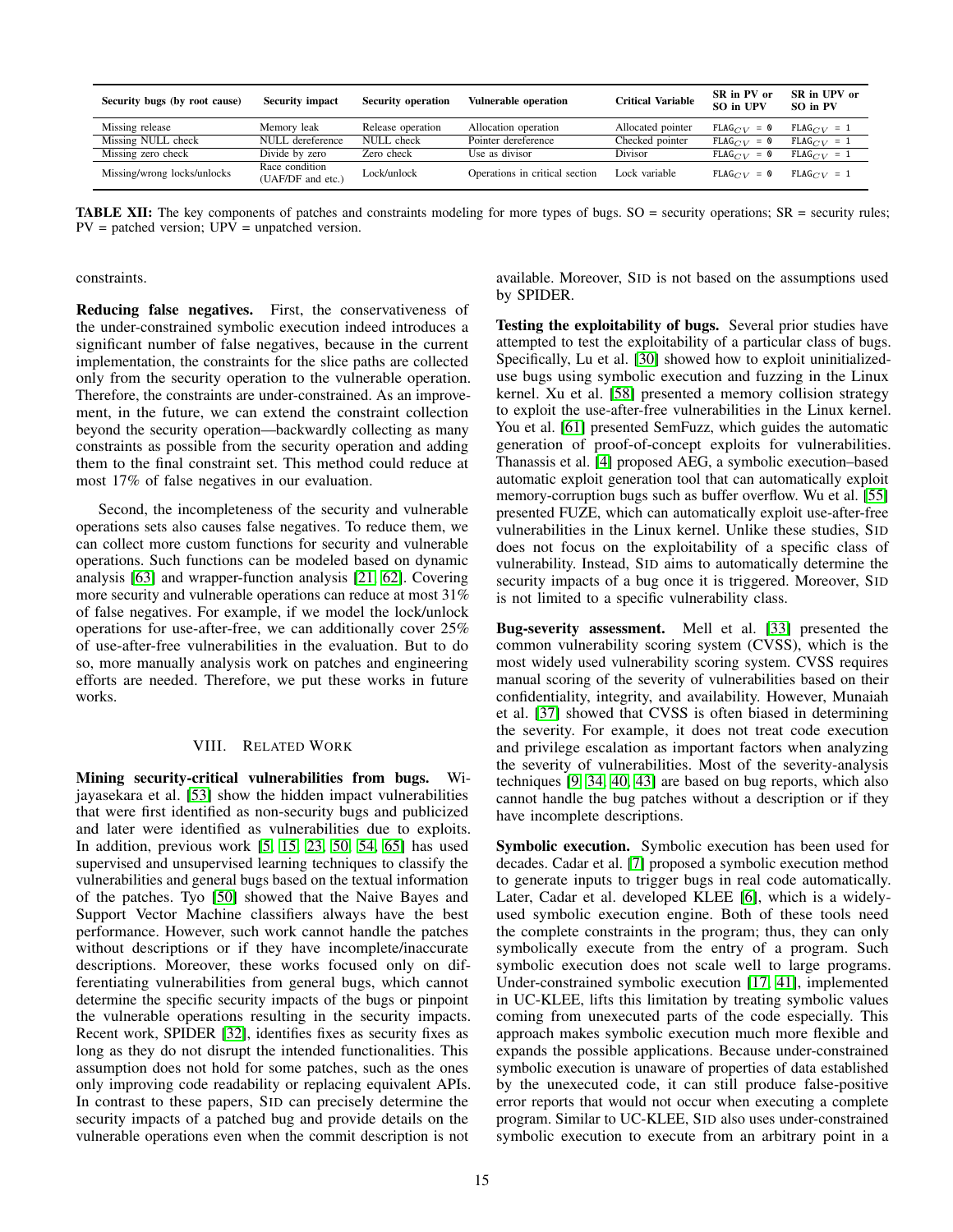| Security bugs (by root cause) | Security impact | Security operation | Vulnerable operation | Critical Variable | SR in PV or SO in UPV | SR in UPV or SO in PV |
|---|---|---|---|---|---|---|
| Missing release | Memory leak | Release operation | Allocation operation | Allocated pointer | $\texttt{FLAG}_{CV}$ = 0 | $\texttt{FLAG}_{CV}$ = 1 |
| Missing NULL check | NULL dereference | NULL check | Pointer dereference | Checked pointer | $\texttt{FLAG}_{CV}$ = 0 | $\texttt{FLAG}_{CV}$ = 1 |
| Missing zero check | Divide by zero | Zero check | Use as divisor | Divisor | $\texttt{FLAG}_{CV}$ = 0 | $\texttt{FLAG}_{CV}$ = 1 |
| Missing/wrong locks/unlocks | Race condition (UAF/DF and etc.) | Lock/unlock | Operations in critical section | Lock variable | $\texttt{FLAG}_{CV}$ = 0 | $\texttt{FLAG}_{CV}$ = 1 |

**TABLE XII:** The key components of patches and constraints modeling for more types of bugs. SO = security operations; SR = security rules; PV = patched version; UPV = unpatched version.

constraints.

**Reducing false negatives.** First, the conservativeness of the under-constrained symbolic execution indeed introduces a significant number of false negatives, because in the current implementation, the constraints for the slice paths are collected only from the security operation to the vulnerable operation. Therefore, the constraints are under-constrained. As an improvement, in the future, we can extend the constraint collection beyond the security operation—backwardly collecting as many constraints as possible from the security operation and adding them to the final constraint set. This method could reduce at most 17% of false negatives in our evaluation.

Second, the incompleteness of the security and vulnerable operations sets also causes false negatives. To reduce them, we can collect more custom functions for security and vulnerable operations. Such functions can be modeled based on dynamic analysis [63] and wrapper-function analysis [21, 62]. Covering more security and vulnerable operations can reduce at most 31% of false negatives. For example, if we model the lock/unlock operations for use-after-free, we can additionally cover 25% of use-after-free vulnerabilities in the evaluation. But to do so, more manually analysis work on patches and engineering efforts are needed. Therefore, we put these works in future works.

## VIII. Related Work

**Mining security-critical vulnerabilities from bugs.** Wijayasekara et al. [53] show the hidden impact vulnerabilities that were first identified as non-security bugs and publicized and later were identified as vulnerabilities due to exploits. In addition, previous work [5, 15, 23, 50, 54, 65] has used supervised and unsupervised learning techniques to classify the vulnerabilities and general bugs based on the textual information of the patches. Tyo [50] showed that the Naive Bayes and Support Vector Machine classifiers always have the best performance. However, such work cannot handle the patches without descriptions or if they have incomplete/inaccurate descriptions. Moreover, these works focused only on differentiating vulnerabilities from general bugs, which cannot determine the specific security impacts of the bugs or pinpoint the vulnerable operations resulting in the security impacts. Recent work, SPIDER [32], identifies fixes as security fixes as long as they do not disrupt the intended functionalities. This assumption does not hold for some patches, such as the ones only improving code readability or replacing equivalent APIs. In contrast to these papers, SID can precisely determine the security impacts of a patched bug and provide details on the vulnerable operations even when the commit description is not available. Moreover, SID is not based on the assumptions used by SPIDER.

**Testing the exploitability of bugs.** Several prior studies have attempted to test the exploitability of a particular class of bugs. Specifically, Lu et al. [30] showed how to exploit uninitialized-use bugs using symbolic execution and fuzzing in the Linux kernel. Xu et al. [58] presented a memory collision strategy to exploit the use-after-free vulnerabilities in the Linux kernel. You et al. [61] presented SemFuzz, which guides the automatic generation of proof-of-concept exploits for vulnerabilities. Thanassis et al. [4] proposed AEG, a symbolic execution–based automatic exploit generation tool that can automatically exploit memory-corruption bugs such as buffer overflow. Wu et al. [55] presented FUZE, which can automatically exploit use-after-free vulnerabilities in the Linux kernel. Unlike these studies, SID does not focus on the exploitability of a specific class of vulnerability. Instead, SID aims to automatically determine the security impacts of a bug once it is triggered. Moreover, SID is not limited to a specific vulnerability class.

**Bug-severity assessment.** Mell et al. [33] presented the common vulnerability scoring system (CVSS), which is the most widely used vulnerability scoring system. CVSS requires manual scoring of the severity of vulnerabilities based on their confidentiality, integrity, and availability. However, Munaiah et al. [37] showed that CVSS is often biased in determining the severity. For example, it does not treat code execution and privilege escalation as important factors when analyzing the severity of vulnerabilities. Most of the severity-analysis techniques [9, 34, 40, 43] are based on bug reports, which also cannot handle the bug patches without a description or if they have incomplete descriptions.

**Symbolic execution.** Symbolic execution has been used for decades. Cadar et al. [7] proposed a symbolic execution method to generate inputs to trigger bugs in real code automatically. Later, Cadar et al. developed KLEE [6], which is a widely-used symbolic execution engine. Both of these tools need the complete constraints in the program; thus, they can only symbolically execute from the entry of a program. Such symbolic execution does not scale well to large programs. Under-constrained symbolic execution [17, 41], implemented in UC-KLEE, lifts this limitation by treating symbolic values coming from unexecuted parts of the code especially. This approach makes symbolic execution much more flexible and expands the possible applications. Because under-constrained symbolic execution is unaware of properties of data established by the unexecuted code, it can still produce false-positive error reports that would not occur when executing a complete program. Similar to UC-KLEE, SID also uses under-constrained symbolic execution to execute from an arbitrary point in a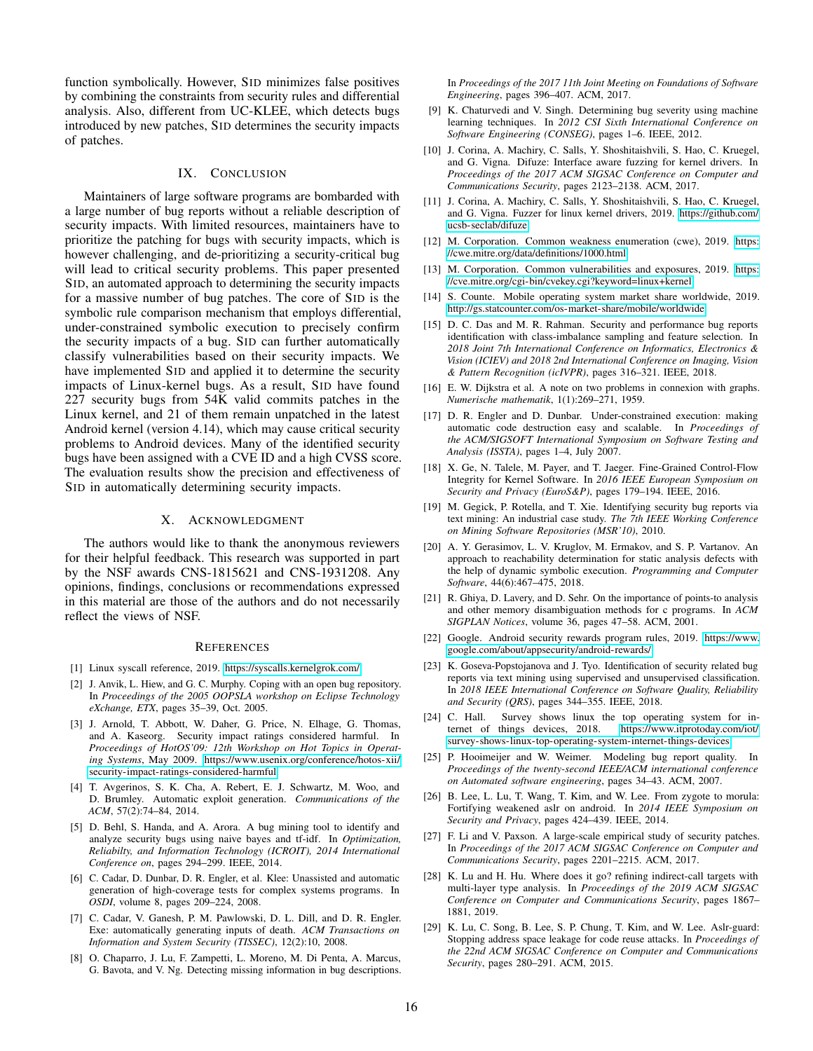function symbolically. However, SID minimizes false positives by combining the constraints from security rules and differential analysis. Also, different from UC-KLEE, which detects bugs introduced by new patches, SID determines the security impacts of patches.

## IX. Conclusion

Maintainers of large software programs are bombarded with a large number of bug reports without a reliable description of security impacts. With limited resources, maintainers have to prioritize the patching for bugs with security impacts, which is however challenging, and de-prioritizing a security-critical bug will lead to critical security problems. This paper presented SID, an automated approach to determining the security impacts for a massive number of bug patches. The core of SID is the symbolic rule comparison mechanism that employs differential, under-constrained symbolic execution to precisely confirm the security impacts of a bug. SID can further automatically classify vulnerabilities based on their security impacts. We have implemented SID and applied it to determine the security impacts of Linux-kernel bugs. As a result, SID have found 227 security bugs from 54K valid commits patches in the Linux kernel, and 21 of them remain unpatched in the latest Android kernel (version 4.14), which may cause critical security problems to Android devices. Many of the identified security bugs have been assigned with a CVE ID and a high CVSS score. The evaluation results show the precision and effectiveness of SID in automatically determining security impacts.

## X. Acknowledgment

The authors would like to thank the anonymous reviewers for their helpful feedback. This research was supported in part by the NSF awards CNS-1815621 and CNS-1931208. Any opinions, findings, conclusions or recommendations expressed in this material are those of the authors and do not necessarily reflect the views of NSF.

## References

[1] Linux syscall reference, 2019. https://syscalls.kernelgrok.com/

[2] J. Anvik, L. Hiew, and G. C. Murphy. Coping with an open bug repository. In *Proceedings of the 2005 OOPSLA workshop on Eclipse Technology eXchange, ETX*, pages 35–39, Oct. 2005.

[3] J. Arnold, T. Abbott, W. Daher, G. Price, N. Elhage, G. Thomas, and A. Kaseorg. Security impact ratings considered harmful. In *Proceedings of HotOS'09: 12th Workshop on Hot Topics in Operating Systems*, May 2009. https://www.usenix.org/conference/hotos-xii/security-impact-ratings-considered-harmful

[4] T. Avgerinos, S. K. Cha, A. Rebert, E. J. Schwartz, M. Woo, and D. Brumley. Automatic exploit generation. *Communications of the ACM*, 57(2):74–84, 2014.

[5] D. Behl, S. Handa, and A. Arora. A bug mining tool to identify and analyze security bugs using naive bayes and tf-idf. In *Optimization, Reliabilty, and Information Technology (ICROIT), 2014 International Conference on*, pages 294–299. IEEE, 2014.

[6] C. Cadar, D. Dunbar, D. R. Engler, et al. Klee: Unassisted and automatic generation of high-coverage tests for complex systems programs. In *OSDI*, volume 8, pages 209–224, 2008.

[7] C. Cadar, V. Ganesh, P. M. Pawlowski, D. L. Dill, and D. R. Engler. Exe: automatically generating inputs of death. *ACM Transactions on Information and System Security (TISSEC)*, 12(2):10, 2008.

[8] O. Chaparro, J. Lu, F. Zampetti, L. Moreno, M. Di Penta, A. Marcus, G. Bavota, and V. Ng. Detecting missing information in bug descriptions. In *Proceedings of the 2017 11th Joint Meeting on Foundations of Software Engineering*, pages 396–407. ACM, 2017.

[9] K. Chaturvedi and V. Singh. Determining bug severity using machine learning techniques. In *2012 CSI Sixth International Conference on Software Engineering (CONSEG)*, pages 1–6. IEEE, 2012.

[10] J. Corina, A. Machiry, C. Salls, Y. Shoshitaishvili, S. Hao, C. Kruegel, and G. Vigna. Difuze: Interface aware fuzzing for kernel drivers. In *Proceedings of the 2017 ACM SIGSAC Conference on Computer and Communications Security*, pages 2123–2138. ACM, 2017.

[11] J. Corina, A. Machiry, C. Salls, Y. Shoshitaishvili, S. Hao, C. Kruegel, and G. Vigna. Fuzzer for linux kernel drivers, 2019. https://github.com/ucsb-seclab/difuze

[12] M. Corporation. Common weakness enumeration (cwe), 2019. https://cwe.mitre.org/data/definitions/1000.html

[13] M. Corporation. Common vulnerabilities and exposures, 2019. https://cve.mitre.org/cgi-bin/cvekey.cgi?keyword=linux+kernel

[14] S. Counte. Mobile operating system market share worldwide, 2019. http://gs.statcounter.com/os-market-share/mobile/worldwide

[15] D. C. Das and M. R. Rahman. Security and performance bug reports identification with class-imbalance sampling and feature selection. In *2018 Joint 7th International Conference on Informatics, Electronics & Vision (ICIEV) and 2018 2nd International Conference on Imaging, Vision & Pattern Recognition (icIVPR)*, pages 316–321. IEEE, 2018.

[16] E. W. Dijkstra et al. A note on two problems in connexion with graphs. *Numerische mathematik*, 1(1):269–271, 1959.

[17] D. R. Engler and D. Dunbar. Under-constrained execution: making automatic code destruction easy and scalable. In *Proceedings of the ACM/SIGSOFT International Symposium on Software Testing and Analysis (ISSTA)*, pages 1–4, July 2007.

[18] X. Ge, N. Talele, M. Payer, and T. Jaeger. Fine-Grained Control-Flow Integrity for Kernel Software. In *2016 IEEE European Symposium on Security and Privacy (EuroS&P)*, pages 179–194. IEEE, 2016.

[19] M. Gegick, P. Rotella, and T. Xie. Identifying security bug reports via text mining: An industrial case study. *The 7th IEEE Working Conference on Mining Software Repositories (MSR'10)*, 2010.

[20] A. Y. Gerasimov, L. V. Kruglov, M. Ermakov, and S. P. Vartanov. An approach to reachability determination for static analysis defects with the help of dynamic symbolic execution. *Programming and Computer Software*, 44(6):467–475, 2018.

[21] R. Ghiya, D. Lavery, and D. Sehr. On the importance of points-to analysis and other memory disambiguation methods for c programs. In *ACM SIGPLAN Notices*, volume 36, pages 47–58. ACM, 2001.

[22] Google. Android security rewards program rules, 2019. https://www.google.com/about/appsecurity/android-rewards/

[23] K. Goseva-Popstojanova and J. Tyo. Identification of security related bug reports via text mining using supervised and unsupervised classification. In *2018 IEEE International Conference on Software Quality, Reliability and Security (QRS)*, pages 344–355. IEEE, 2018.

[24] C. Hall. Survey shows linux the top operating system for internet of things devices, 2018. https://www.itprotoday.com/iot/survey-shows-linux-top-operating-system-internet-things-devices

[25] P. Hooimeijer and W. Weimer. Modeling bug report quality. In *Proceedings of the twenty-second IEEE/ACM international conference on Automated software engineering*, pages 34–43. ACM, 2007.

[26] B. Lee, L. Lu, T. Wang, T. Kim, and W. Lee. From zygote to morula: Fortifying weakened aslr on android. In *2014 IEEE Symposium on Security and Privacy*, pages 424–439. IEEE, 2014.

[27] F. Li and V. Paxson. A large-scale empirical study of security patches. In *Proceedings of the 2017 ACM SIGSAC Conference on Computer and Communications Security*, pages 2201–2215. ACM, 2017.

[28] K. Lu and H. Hu. Where does it go? refining indirect-call targets with multi-layer type analysis. In *Proceedings of the 2019 ACM SIGSAC Conference on Computer and Communications Security*, pages 1867–1881, 2019.

[29] K. Lu, C. Song, B. Lee, S. P. Chung, T. Kim, and W. Lee. Aslr-guard: Stopping address space leakage for code reuse attacks. In *Proceedings of the 22nd ACM SIGSAC Conference on Computer and Communications Security*, pages 280–291. ACM, 2015.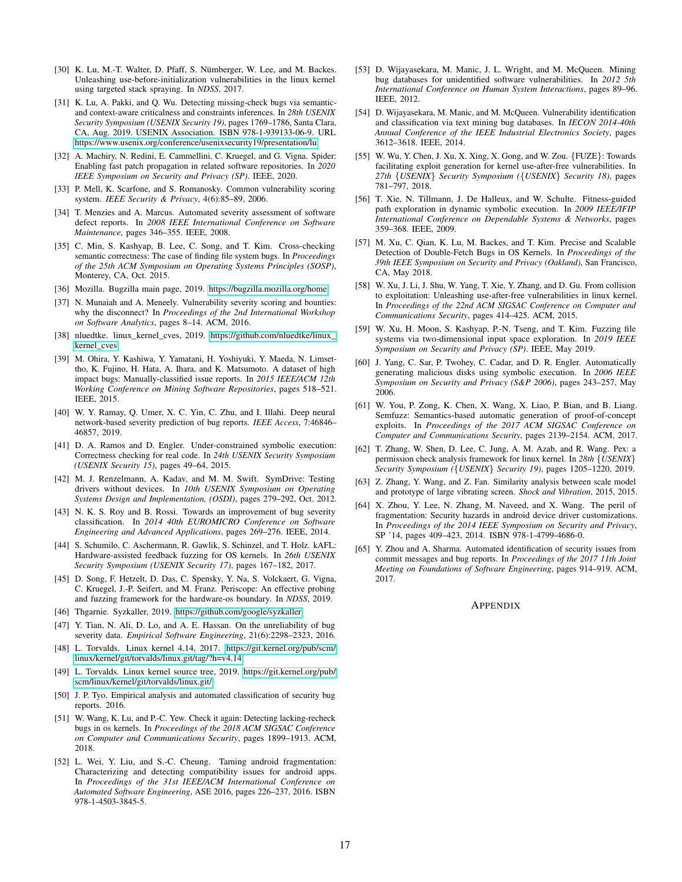[30] K. Lu, M.-T. Walter, D. Pfaff, S. Nümberger, W. Lee, and M. Backes. Unleashing use-before-initialization vulnerabilities in the linux kernel using targeted stack spraying. In *NDSS*, 2017.

[31] K. Lu, A. Pakki, and Q. Wu. Detecting missing-check bugs via semantic- and context-aware criticalness and constraints inferences. In *28th USENIX Security Symposium (USENIX Security 19)*, pages 1769–1786, Santa Clara, CA, Aug. 2019. USENIX Association. ISBN 978-1-939133-06-9. URL https://www.usenix.org/conference/usenixsecurity19/presentation/lu.

[32] A. Machiry, N. Redini, E. Cammellini, C. Kruegel, and G. Vigna. Spider: Enabling fast patch propagation in related software repositories. In *2020 IEEE Symposium on Security and Privacy (SP)*. IEEE, 2020.

[33] P. Mell, K. Scarfone, and S. Romanosky. Common vulnerability scoring system. *IEEE Security & Privacy*, 4(6):85–89, 2006.

[34] T. Menzies and A. Marcus. Automated severity assessment of software defect reports. In *2008 IEEE International Conference on Software Maintenance*, pages 346–355. IEEE, 2008.

[35] C. Min, S. Kashyap, B. Lee, C. Song, and T. Kim. Cross-checking semantic correctness: The case of finding file system bugs. In *Proceedings of the 25th ACM Symposium on Operating Systems Principles (SOSP)*, Monterey, CA, Oct. 2015.

[36] Mozilla. Bugzilla main page, 2019. https://bugzilla.mozilla.org/home.

[37] N. Munaiah and A. Meneely. Vulnerability severity scoring and bounties: why the disconnect? In *Proceedings of the 2nd International Workshop on Software Analytics*, pages 8–14. ACM, 2016.

[38] nluedtke. linux_kernel_cves, 2019. https://github.com/nluedtke/linux_kernel_cves.

[39] M. Ohira, Y. Kashiwa, Y. Yamatani, H. Yoshiyuki, Y. Maeda, N. Limsettho, K. Fujino, H. Hata, A. Ihara, and K. Matsumoto. A dataset of high impact bugs: Manually-classified issue reports. In *2015 IEEE/ACM 12th Working Conference on Mining Software Repositories*, pages 518–521. IEEE, 2015.

[40] W. Y. Ramay, Q. Umer, X. C. Yin, C. Zhu, and I. Illahi. Deep neural network-based severity prediction of bug reports. *IEEE Access*, 7:46846–46857, 2019.

[41] D. A. Ramos and D. Engler. Under-constrained symbolic execution: Correctness checking for real code. In *24th USENIX Security Symposium (USENIX Security 15)*, pages 49–64, 2015.

[42] M. J. Renzelmann, A. Kadav, and M. M. Swift. SymDrive: Testing drivers without devices. In *10th USENIX Symposium on Operating Systems Design and Implementation, (OSDI)*, pages 279–292, Oct. 2012.

[43] N. K. S. Roy and B. Rossi. Towards an improvement of bug severity classification. In *2014 40th EUROMICRO Conference on Software Engineering and Advanced Applications*, pages 269–276. IEEE, 2014.

[44] S. Schumilo, C. Aschermann, R. Gawlik, S. Schinzel, and T. Holz. kAFL: Hardware-assisted feedback fuzzing for OS kernels. In *26th USENIX Security Symposium (USENIX Security 17)*, pages 167–182, 2017.

[45] D. Song, F. Hetzelt, D. Das, C. Spensky, Y. Na, S. Volckaert, G. Vigna, C. Kruegel, J.-P. Seifert, and M. Franz. Periscope: An effective probing and fuzzing framework for the hardware-os boundary. In *NDSS*, 2019.

[46] Thgarnie. Syzkaller, 2019. https://github.com/google/syzkaller.

[47] Y. Tian, N. Ali, D. Lo, and A. E. Hassan. On the unreliability of bug severity data. *Empirical Software Engineering*, 21(6):2298–2323, 2016.

[48] L. Torvalds. Linux kernel 4.14, 2017. https://git.kernel.org/pub/scm/linux/kernel/git/torvalds/linux.git/tag/?h=v4.14.

[49] L. Torvalds. Linux kernel source tree, 2019. https://git.kernel.org/pub/scm/linux/kernel/git/torvalds/linux.git/.

[50] J. P. Tyo. Empirical analysis and automated classification of security bug reports. 2016.

[51] W. Wang, K. Lu, and P.-C. Yew. Check it again: Detecting lacking-recheck bugs in os kernels. In *Proceedings of the 2018 ACM SIGSAC Conference on Computer and Communications Security*, pages 1899–1913. ACM, 2018.

[52] L. Wei, Y. Liu, and S.-C. Cheung. Taming android fragmentation: Characterizing and detecting compatibility issues for android apps. In *Proceedings of the 31st IEEE/ACM International Conference on Automated Software Engineering*, ASE 2016, pages 226–237, 2016. ISBN 978-1-4503-3845-5.

[53] D. Wijayasekara, M. Manic, J. L. Wright, and M. McQueen. Mining bug databases for unidentified software vulnerabilities. In *2012 5th International Conference on Human System Interactions*, pages 89–96. IEEE, 2012.

[54] D. Wijayasekara, M. Manic, and M. McQueen. Vulnerability identification and classification via text mining bug databases. In *IECON 2014-40th Annual Conference of the IEEE Industrial Electronics Society*, pages 3612–3618. IEEE, 2014.

[55] W. Wu, Y. Chen, J. Xu, X. Xing, X. Gong, and W. Zou. {FUZE}: Towards facilitating exploit generation for kernel use-after-free vulnerabilities. In *27th {USENIX} Security Symposium ({USENIX} Security 18)*, pages 781–797, 2018.

[56] T. Xie, N. Tillmann, J. De Halleux, and W. Schulte. Fitness-guided path exploration in dynamic symbolic execution. In *2009 IEEE/IFIP International Conference on Dependable Systems & Networks*, pages 359–368. IEEE, 2009.

[57] M. Xu, C. Qian, K. Lu, M. Backes, and T. Kim. Precise and Scalable Detection of Double-Fetch Bugs in OS Kernels. In *Proceedings of the 39th IEEE Symposium on Security and Privacy (Oakland)*, San Francisco, CA, May 2018.

[58] W. Xu, J. Li, J. Shu, W. Yang, T. Xie, Y. Zhang, and D. Gu. From collision to exploitation: Unleashing use-after-free vulnerabilities in linux kernel. In *Proceedings of the 22nd ACM SIGSAC Conference on Computer and Communications Security*, pages 414–425. ACM, 2015.

[59] W. Xu, H. Moon, S. Kashyap, P.-N. Tseng, and T. Kim. Fuzzing file systems via two-dimensional input space exploration. In *2019 IEEE Symposium on Security and Privacy (SP)*. IEEE, May 2019.

[60] J. Yang, C. Sar, P. Twohey, C. Cadar, and D. R. Engler. Automatically generating malicious disks using symbolic execution. In *2006 IEEE Symposium on Security and Privacy (S&P 2006)*, pages 243–257, May 2006.

[61] W. You, P. Zong, K. Chen, X. Wang, X. Liao, P. Bian, and B. Liang. Semfuzz: Semantics-based automatic generation of proof-of-concept exploits. In *Proceedings of the 2017 ACM SIGSAC Conference on Computer and Communications Security*, pages 2139–2154. ACM, 2017.

[62] T. Zhang, W. Shen, D. Lee, C. Jung, A. M. Azab, and R. Wang. Pex: a permission check analysis framework for linux kernel. In *28th {USENIX} Security Symposium ({USENIX} Security 19)*, pages 1205–1220, 2019.

[63] Z. Zhang, Y. Wang, and Z. Fan. Similarity analysis between scale model and prototype of large vibrating screen. *Shock and Vibration*, 2015, 2015.

[64] X. Zhou, Y. Lee, N. Zhang, M. Naveed, and X. Wang. The peril of fragmentation: Security hazards in android device driver customizations. In *Proceedings of the 2014 IEEE Symposium on Security and Privacy*, SP '14, pages 409–423, 2014. ISBN 978-1-4799-4686-0.

[65] Y. Zhou and A. Sharma. Automated identification of security issues from commit messages and bug reports. In *Proceedings of the 2017 11th Joint Meeting on Foundations of Software Engineering*, pages 914–919. ACM, 2017.

# APPENDIX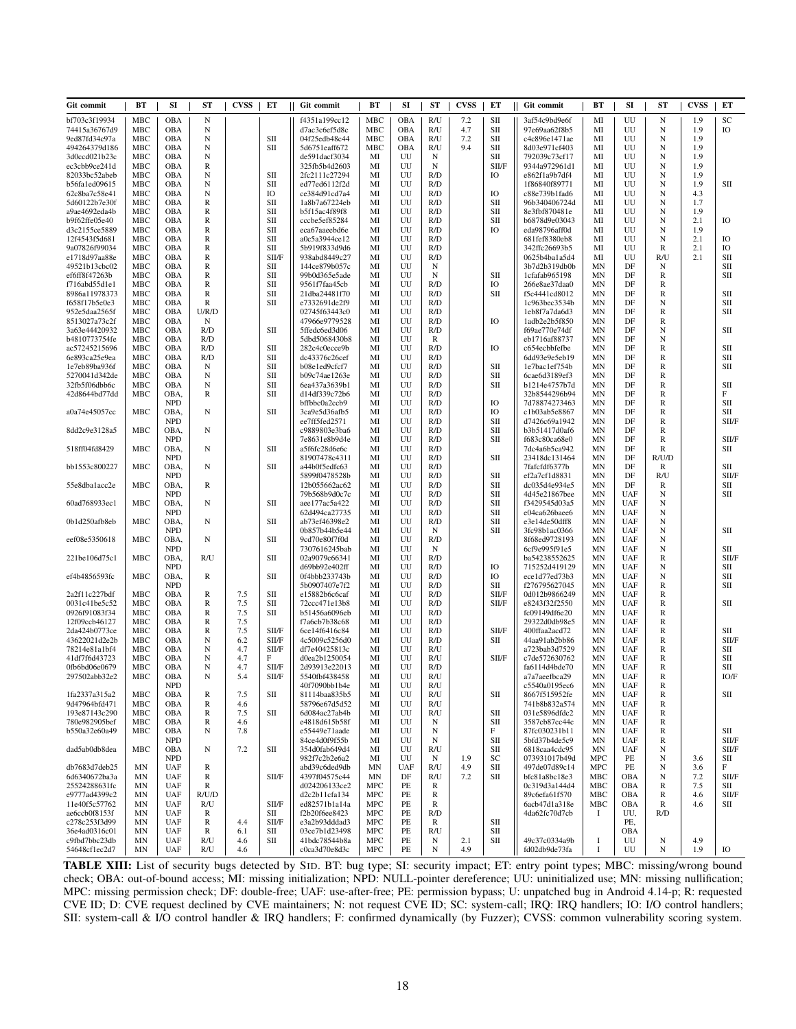| Git commit | BT | SI | ST | CVSS | ET | Git commit | BT | SI | ST | CVSS | ET | Git commit | BT | SI | ST | CVSS | ET |
|---|---|---|---|---|---|---|---|---|---|---|---|---|---|---|---|---|---|
| bf703c3f19934 | MBC | OBA | N | | | f4351a199cc12 | MBC | OBA | R/U | 7.2 | SII | 3af54c9bd9e6f | MI | UU | N | 1.9 | SC |
| 74415a36767d9 | MBC | OBA | N | | | d7ac3c6ef5d8c | MBC | OBA | R/U | 4.7 | SII | 97e69aa62f8b5 | MI | UU | N | 1.9 | IO |
| 9ed87fd34c97a | MBC | OBA | N | | SII | 04f25edb48c44 | MBC | OBA | R/U | 7.2 | SII | c4c896e1471ae | MI | UU | N | 1.9 | |
| 494264379d186 | MBC | OBA | N | | SII | 5d6751eaff672 | MBC | OBA | R/U | 9.4 | SII | 8d03e971cf403 | MI | UU | N | 1.9 | |
| 3d0ccd021b23c | MBC | OBA | N | | | de591dacf3034 | MI | UU | N | | SII | 792039c73cf17 | MI | UU | N | 1.9 | |
| ec3cbb9ce241d | MBC | OBA | R | | | 325fb5b4d2603 | MI | UU | N | | SII/F | 9344a972961d1 | MI | UU | N | 1.9 | |
| 82033bc52abeb | MBC | OBA | N | | SII | 2fc2111c27294 | MI | UU | R/D | | IO | e862f1a9b7df4 | MI | UU | N | 1.9 | |
| b56fa1ed09615 | MBC | OBA | N | | SII | ed77ed6112f2d | MI | UU | R/D | | | 1f86840f89771 | MI | UU | N | 1.9 | SII |
| 62c8ba7c58e41 | MBC | OBA | N | | IO | ce384d91cd7a4 | MI | UU | R/D | | IO | c88e739b1fad6 | MI | UU | N | 4.3 | |
| 5d60122b7e30f | MBC | OBA | R | | SII | 1a8b7a67224eb | MI | UU | R/D | | SII | 96b340406724d | MI | UU | N | 1.7 | |
| a9ae4692eda4b | MBC | OBA | R | | SII | b5f15ac4f89f8 | MI | UU | R/D | | SII | 8e3fbf870481e | MI | UU | N | 1.9 | |
| b9f62ffe05e40 | MBC | OBA | R | | SII | cccbe5ef85284 | MI | UU | R/D | | SII | b6878d9e03043 | MI | UU | N | 2.1 | IO |
| d3c2155ce5889 | MBC | OBA | R | | SII | eca67aaeebd6e | MI | UU | R/D | | IO | eda98796aff0d | MI | UU | N | 1.9 | |
| 12f4543f5d681 | MBC | OBA | R | | SII | a0c5a3944ce12 | MI | UU | R/D | | | 681fef8380eb8 | MI | UU | N | 2.1 | IO |
| 9a07826f99034 | MBC | OBA | R | | SII | 5b919f833d9d6 | MI | UU | R/D | | | 342ffc26693b5 | MI | UU | R | 2.1 | IO |
| e1718d97aa88e | MBC | OBA | R | | SII/F | 938abd8449c27 | MI | UU | R/D | | | 0625b4ba1a5d4 | MI | UU | R/U | 2.1 | SII |
| 49521b13cbc02 | MBC | OBA | R | | SII | 144ce879b057c | MI | UU | N | | | 3b7d2b319db0b | MN | DF | N | | SII |
| ef6ff8f47263b | MBC | OBA | R | | SII | 99b0d365e5ade | MI | UU | N | | SII | 1cfafab965198 | MN | DF | R | | SII |
| f716abd55d1e1 | MBC | OBA | R | | SII | 9561f7faa45cb | MI | UU | R/D | | IO | 266e8ae37daa0 | MN | DF | R | | |
| 8986a11978373 | MBC | OBA | R | | SII | 21dba24481f70 | MI | UU | R/D | | SII | f5c4441cd8012 | MN | DF | R | | SII |
| f658f17b5e0e3 | MBC | OBA | R | | SII | e7332691de2f9 | MI | UU | R/D | | | 1c963bec3534b | MN | DF | N | | SII |
| 952e5daa2565f | MBC | OBA | U/R/D | | | 02745f63443c0 | MI | UU | R/D | | | 1eb8f7a7da6d3 | MN | DF | R | | SII |
| 8513027a73c2f | MBC | OBA | N | | | 47966e9779528 | MI | UU | R/D | | IO | 1adb2e2b5f850 | MN | DF | R | | |
| 3a63e44420932 | MBC | OBA | R/D | | SII | 5ffedc6ed3d06 | MI | UU | R/D | | | f69ae770e74df | MN | DF | N | | SII |
| b4810773754fe | MBC | OBA | R/D | | | 5dbd5068430b8 | MI | UU | R | | | eb1716af88737 | MN | DF | N | | |
| ac57245215696 | MBC | OBA | R/D | | SII | 282c4c0ecce9b | MI | UU | R/D | | IO | c654ecbbfefbe | MN | DF | R | | SII |
| 6e893ca25e9ea | MBC | OBA | R/D | | SII | dc43376c26cef | MI | UU | R/D | | | 6dd93e9e5eb19 | MN | DF | R | | SII |
| 1e7eb89ba936f | MBC | OBA | N | | SII | b08e1ed9cfcf7 | MI | UU | R/D | | SII | 1e7bac1ef754b | MN | DF | R | | SII |
| 5270041d342de | MBC | OBA | N | | SII | b09c74ae1263e | MI | UU | R/D | | SII | 6cae6d3189ef3 | MN | DF | R | | |
| 32fb5f06dbb6c | MBC | OBA | N | | SII | 6ea437a3639b1 | MI | UU | R/D | | SII | b1214e4757b7d | MN | DF | R | | SII |
| 42d8644bd77dd | MBC | OBA, NPD | R | | SII | d14df339c72b6 | MI | UU | R/D | | | 32b8544296b94 | MN | DF | R | | F |
| a0a74e45057cc | MBC | OBA, NPD | N | | SII | bffbbc0a2ccb9 | MI | UU | R/D | | IO | 7d78874273463 | MN | DF | R | | SII |
| 8dd2c9e3128a5 | MBC | OBA, NPD | N | | | 3ca9e5d36afb5 | MI | UU | R/D | | IO | c1b03ab5e8867 | MN | DF | R | | SII |
| 518ff04fd8429 | MBC | OBA, NPD | N | | SII | ee7ff5fed2571 | MI | UU | R/D | | SII | d7426c69a1942 | MN | DF | R | | SII/F |
| bb1553c800227 | MBC | OBA, NPD | N | | SII | c9889803e3ba6 | MI | UU | R/D | | SII | b3b51417d0af6 | MN | DF | R | | |
| 55e8dba1acc2e | MBC | OBA, NPD | R | | | 7e8631e8b9d4e | MI | UU | R/D | | SII | f683c80ca68e0 | MN | DF | R | | SII/F |
| 60ad768933ec1 | MBC | OBA, NPD | N | | SII | a5f6fc28d6e6c | MI | UU | R/D | | | 7dc4a6b5ca942 | MN | DF | R | | SII |
| 0b1d250afb8eb | MBC | OBA, NPD | N | | SII | 81907478c4311 | MI | UU | R/D | | SII | 23418dc131464 | MN | DF | R/U/D | | |
| eef08e5350618 | MBC | OBA, NPD | N | | SII | a44b0f5edfc63 | MI | UU | R/D | | | 7fafcfdf6377b | MN | DF | R | | SII |
| 221be106d75c1 | MBC | OBA, NPD | R/U | | SII | 5899f0478528b | MI | UU | R/D | | SII | ef2a7cf1d8831 | MN | DF | R/U | | SII/F |
| ef4b4856593fc | MBC | OBA, NPD | R | | SII | 12b055662ac62 | MI | UU | R/D | | SII | dc035d4e934e5 | MN | DF | R | | SII |
| 2a2f11c227bdf | MBC | OBA | R | 7.5 | SII | 79b568b9d0c7c | MI | UU | R/D | | SII | 4d45e21867bee | MN | UAF | N | | SII |
| 0031c41be5c52 | MBC | OBA | R | 7.5 | SII | aee177ac5a422 | MI | UU | R/D | | SII | f3429545d03a5 | MN | UAF | N | | |
| 0926f91083f34 | MBC | OBA | R | 7.5 | SII | 62d494ca27735 | MI | UU | R/D | | SII | e04ca626baee6 | MN | UAF | N | | |
| 12f09cb46127 | MBC | OBA | R | 7.5 | | ab73ef46398e2 | MI | UU | R/D | | SII | e3e14de50dff8 | MN | UAF | N | | |
| 2da424b0773ce | MBC | OBA | R | 7.5 | SII/F | 0b857b44b5e44 | MI | UU | N | | SII | 3fc98b1ac0366 | MN | UAF | N | | SII |
| 43622021d2e2b | MBC | OBA | N | 6.2 | SII/F | 9cd70e80f7f0d | MI | UU | R/D | | | 8f68ed9728193 | MN | UAF | N | | |
| 78214e81a1bf4 | MBC | OBA | N | 4.7 | SII/F | 7307616245bab | MI | UU | N | | | 6cf9e995f91e5 | MN | UAF | N | | SII |
| 41df7f6d43723 | MBC | OBA | N | 4.7 | F | 02a9079c66341 | MI | UU | R/D | | | ba54238552625 | MN | UAF | R | | SII/F |
| 0fb6bd06e0679 | MBC | OBA | N | 4.7 | SII/F | d69bb92e402ff | MI | UU | R/D | | IO | 715252d419129 | MN | UAF | N | | SII |
| 297502abb32e2 | MBC | OBA, NPD | N | 5.4 | SII/F | 0f4bbb233743b | MI | UU | R/D | | IO | ece1d77ed73b3 | MN | UAF | R | | SII |
| 1fa2337a315a2 | MBC | OBA | R | 7.5 | SII | 5b0907407e7f2 | MI | UU | R/D | | SII | f276795627045 | MN | UAF | R | | SII |
| 9d47964bfd471 | MBC | OBA | R | 4.6 | | e15882b6c6caf | MI | UU | R/D | | SII/F | 0d012b9866249 | MN | UAF | R | | |
| 193e87143c290 | MBC | OBA | R | 7.5 | SII | 72ccc471e13b8 | MI | UU | R/D | | SII/F | e8243f32f2550 | MN | UAF | R | | SII |
| 780e982905bef | MBC | OBA | R | 4.6 | | b51456a6096eb | MI | UU | R/D | | | fc09149df6e20 | MN | UAF | R | | |
| b550a32e60a49 | MBC | OBA, NPD | N | 7.8 | | f7a6cb7b38c68 | MI | UU | R/D | | | 29322d0db98e5 | MN | UAF | R | | |
| dad5ab0db8dea | MBC | OBA, NPD | N | 7.2 | SII | 6ce14f6416c84 | MI | UU | R/D | | SII/F | 400ffaa2acd72 | MN | UAF | R | | SII |
| db7683d7deb25 | MN | UAF | R | | | 4c5009c5256d0 | MI | UU | R/D | | SII | 44aa91ab2bb86 | MN | UAF | R | | SII/F |
| 6d6340672ba3a | MN | UAF | R | | SII/F | df7e40425813c | MI | UU | R/U | | | a723bab3d7529 | MN | UAF | R | | SII |
| 25524288631fc | MN | UAF | R | | | d0ea2b1250054 | MI | UU | R/U | | SII/F | c7de572630762 | MN | UAF | R | | SII |
| e9777ad4399c2 | MN | UAF | R/U/D | | | 2d93913e22013 | MI | UU | R/D | | | fa6114d4bde70 | MN | UAF | R | | SII |
| 11e40f5c57762 | MN | UAF | R/U | | SII/F | 5540fbf438458 | MI | UU | R/U | | | a7a7aeefbca29 | MN | UAF | R | | IO/F |
| ae6ccb0f8153f | MN | UAF | R | | SII | 40f7090bb1b4e | MI | UU | R/U | | | c5540a0195ec6 | MN | UAF | R | | |
| c278c253f3d99 | MN | UAF | R | 4.4 | SII/F | 81114baa835b5 | MI | UU | R/U | | SII | 8667f515952fe | MN | UAF | R | | SII |
| 36e4ad0316c01 | MN | UAF | R | 6.1 | SII | 58796e67d5d52 | MI | UU | R/U | | | 741b8b832a574 | MN | UAF | R | | |
| c9fbd7bbc23db | MN | UAF | R/U | 4.6 | SII | 6d084ac27ab4b | MI | UU | R/U | | SII | 031e5896dfdc2 | MN | UAF | R | | |
| 54648cf1ec2d7 | MN | UAF | R/U | 4.6 | | e4818d615b58f | MI | UU | N | | SII | 3587cb87cc44c | MN | UAF | R | | |
| | | | | | | e55449e71aade | MI | UU | N | | F | 87fc030231b11 | MN | UAF | R | | SII |
| | | | | | | 84ce4d0f9f55b | MI | UU | N | | SII | 5bfd37b4de5c9 | MN | UAF | R | | SII/F |
| | | | | | | 354d0fab649d4 | MI | UU | R/U | | SII | 6818caa4cdc95 | MN | UAF | N | | SII/F |
| | | | | | | 982f7c2b2e6a2 | MI | UU | N | 1.9 | SC | 073931017b49d | MPC | PE | N | 3.6 | SII |
| | | | | | | abd39c6ded9db | MN | UAF | R/U | 4.9 | SII | 497de07d89c14 | MPC | PE | N | 3.6 | F |
| | | | | | | 4397f04575c44 | MN | DF | R/U | 7.2 | SII | bfc81a8bc18e3 | MBC | OBA | N | 7.2 | SII/F |
| | | | | | | d024206133ce2 | MPC | PE | R | | | 0c319d3a144d4 | MBC | OBA | R | 7.5 | SII |
| | | | | | | d2c2b11cfa134 | MPC | PE | R | | | 89c6efa61f570 | MBC | OBA | R | 4.6 | SII/F |
| | | | | | | ed82571b1a14a | MPC | PE | R | | | 6acb47d1a318e | MBC | OBA | R | 4.6 | SII |
| | | | | | | f2b20f6ee8423 | MPC | PE | R/D | | | 4da62fc70d7cb | I | UU, PE, OBA | R/D | | |
| | | | | | | e3a2b93dddad3 | MPC | PE | R | | SII | | | | | | |
| | | | | | | 03ce7b1d23498 | MPC | PE | R/U | | SII | | | | | | |
| | | | | | | 41bdc78544b8a | MPC | PE | N | 2.1 | SII | 49c37c0334a9b | I | UU | N | 4.9 | |
| | | | | | | c0ca3d70e8d3c | MPC | PE | N | 4.9 | | fd02db9de73fa | I | UU | N | 1.9 | IO |

**TABLE XIII:** List of security bugs detected by SID. BT: bug type; SI: security impact; ET: entry point types; MBC: missing/wrong bound check; OBA: out-of-bound access; MI: missing initialization; NPD: NULL-pointer dereference; UU: uninitialized use; MN: missing nullification; MPC: missing permission check; DF: double-free; UAF: use-after-free; PE: permission bypass; U: unpatched bug in Android 4.14-p; R: requested CVE ID; D: CVE request declined by CVE maintainers; N: not request CVE ID; SC: system-call; IRQ: IRQ handlers; IO: I/O control handlers; SII: system-call & I/O control handler & IRQ handlers; F: confirmed dynamically (by Fuzzer); CVSS: common vulnerability scoring system.